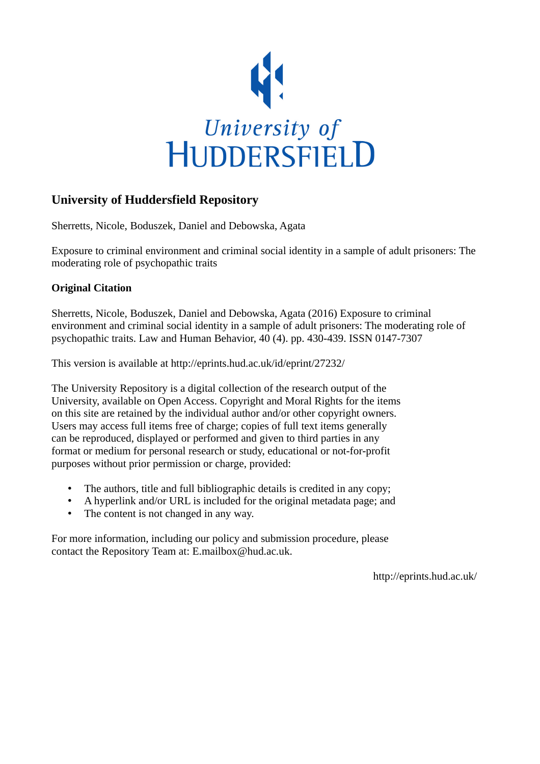University of
HUDDERSFIELD

## University of Huddersfield Repository

Sherretts, Nicole, Boduszek, Daniel and Debowska, Agata

Exposure to criminal environment and criminal social identity in a sample of adult prisoners: The moderating role of psychopathic traits

### Original Citation

Sherretts, Nicole, Boduszek, Daniel and Debowska, Agata (2016) Exposure to criminal environment and criminal social identity in a sample of adult prisoners: The moderating role of psychopathic traits. Law and Human Behavior, 40 (4). pp. 430-439. ISSN 0147-7307

This version is available at http://eprints.hud.ac.uk/id/eprint/27232/

The University Repository is a digital collection of the research output of the University, available on Open Access. Copyright and Moral Rights for the items on this site are retained by the individual author and/or other copyright owners. Users may access full items free of charge; copies of full text items generally can be reproduced, displayed or performed and given to third parties in any format or medium for personal research or study, educational or not-for-profit purposes without prior permission or charge, provided:

- The authors, title and full bibliographic details is credited in any copy;
- A hyperlink and/or URL is included for the original metadata page; and
- The content is not changed in any way.

For more information, including our policy and submission procedure, please contact the Repository Team at: E.mailbox@hud.ac.uk.

http://eprints.hud.ac.uk/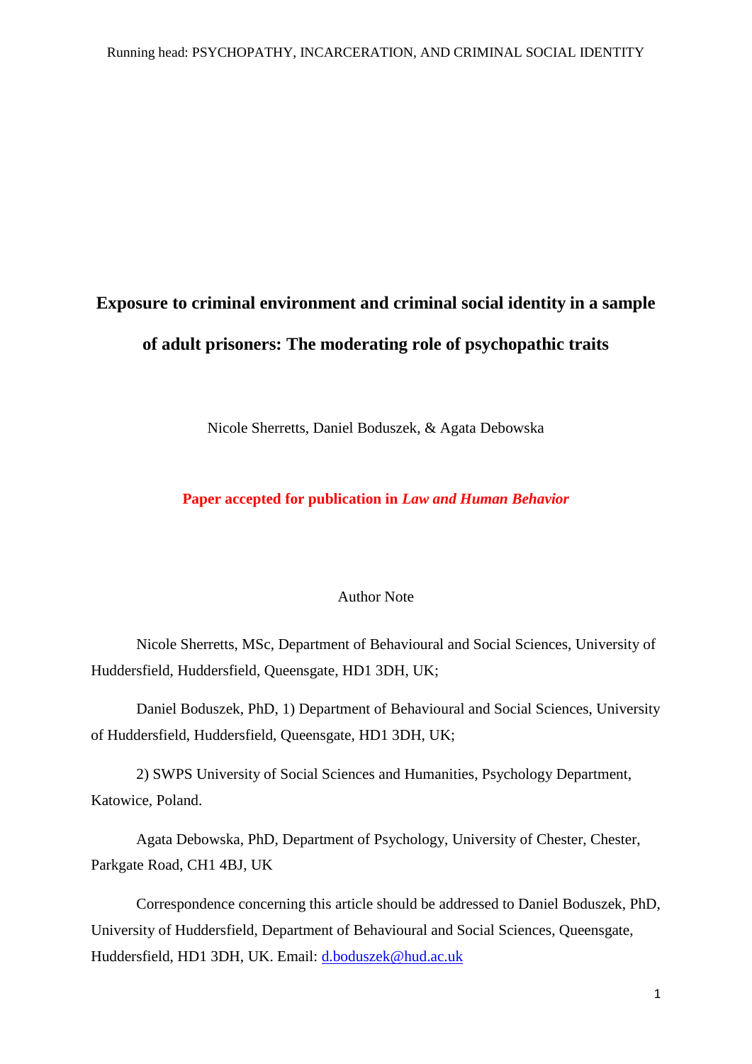# Exposure to criminal environment and criminal social identity in a sample of adult prisoners: The moderating role of psychopathic traits

Nicole Sherretts, Daniel Boduszek, & Agata Debowska

**Paper accepted for publication in *Law and Human Behavior***

Author Note

Nicole Sherretts, MSc, Department of Behavioural and Social Sciences, University of Huddersfield, Huddersfield, Queensgate, HD1 3DH, UK;

Daniel Boduszek, PhD, 1) Department of Behavioural and Social Sciences, University of Huddersfield, Huddersfield, Queensgate, HD1 3DH, UK;

2) SWPS University of Social Sciences and Humanities, Psychology Department, Katowice, Poland.

Agata Debowska, PhD, Department of Psychology, University of Chester, Chester, Parkgate Road, CH1 4BJ, UK

Correspondence concerning this article should be addressed to Daniel Boduszek, PhD, University of Huddersfield, Department of Behavioural and Social Sciences, Queensgate, Huddersfield, HD1 3DH, UK. Email: d.boduszek@hud.ac.uk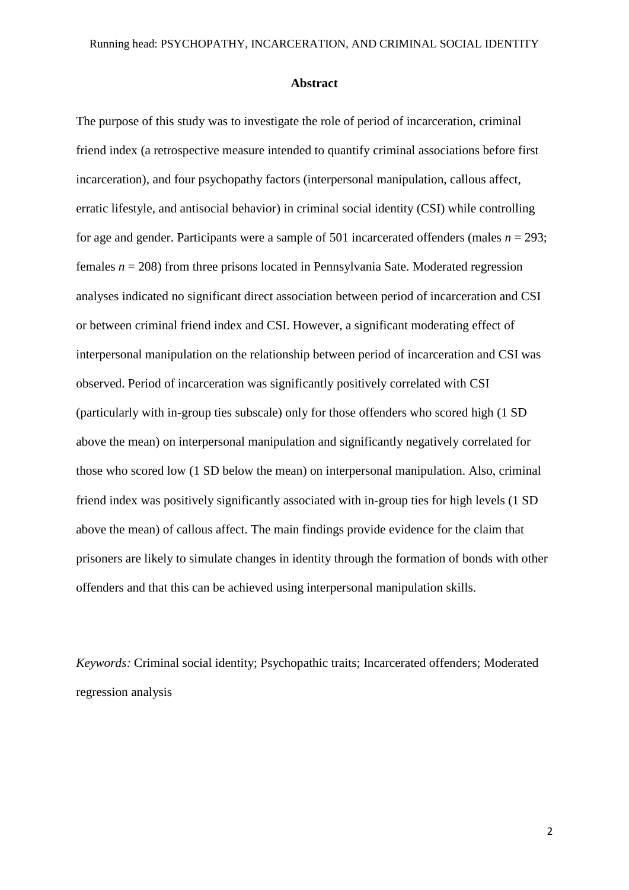**Abstract**

The purpose of this study was to investigate the role of period of incarceration, criminal friend index (a retrospective measure intended to quantify criminal associations before first incarceration), and four psychopathy factors (interpersonal manipulation, callous affect, erratic lifestyle, and antisocial behavior) in criminal social identity (CSI) while controlling for age and gender. Participants were a sample of 501 incarcerated offenders (males $n = 293$; females $n = 208$) from three prisons located in Pennsylvania Sate. Moderated regression analyses indicated no significant direct association between period of incarceration and CSI or between criminal friend index and CSI. However, a significant moderating effect of interpersonal manipulation on the relationship between period of incarceration and CSI was observed. Period of incarceration was significantly positively correlated with CSI (particularly with in-group ties subscale) only for those offenders who scored high (1 SD above the mean) on interpersonal manipulation and significantly negatively correlated for those who scored low (1 SD below the mean) on interpersonal manipulation. Also, criminal friend index was positively significantly associated with in-group ties for high levels (1 SD above the mean) of callous affect. The main findings provide evidence for the claim that prisoners are likely to simulate changes in identity through the formation of bonds with other offenders and that this can be achieved using interpersonal manipulation skills.

*Keywords:* Criminal social identity; Psychopathic traits; Incarcerated offenders; Moderated regression analysis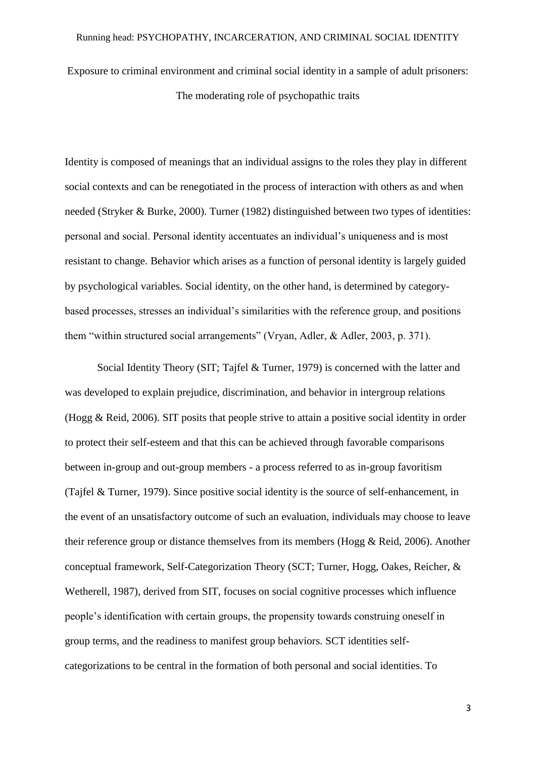Exposure to criminal environment and criminal social identity in a sample of adult prisoners: The moderating role of psychopathic traits

Identity is composed of meanings that an individual assigns to the roles they play in different social contexts and can be renegotiated in the process of interaction with others as and when needed (Stryker & Burke, 2000). Turner (1982) distinguished between two types of identities: personal and social. Personal identity accentuates an individual's uniqueness and is most resistant to change. Behavior which arises as a function of personal identity is largely guided by psychological variables. Social identity, on the other hand, is determined by category-based processes, stresses an individual's similarities with the reference group, and positions them "within structured social arrangements" (Vryan, Adler, & Adler, 2003, p. 371).

Social Identity Theory (SIT; Tajfel & Turner, 1979) is concerned with the latter and was developed to explain prejudice, discrimination, and behavior in intergroup relations (Hogg & Reid, 2006). SIT posits that people strive to attain a positive social identity in order to protect their self-esteem and that this can be achieved through favorable comparisons between in-group and out-group members - a process referred to as in-group favoritism (Tajfel & Turner, 1979). Since positive social identity is the source of self-enhancement, in the event of an unsatisfactory outcome of such an evaluation, individuals may choose to leave their reference group or distance themselves from its members (Hogg & Reid, 2006). Another conceptual framework, Self-Categorization Theory (SCT; Turner, Hogg, Oakes, Reicher, & Wetherell, 1987), derived from SIT, focuses on social cognitive processes which influence people's identification with certain groups, the propensity towards construing oneself in group terms, and the readiness to manifest group behaviors. SCT identities self-categorizations to be central in the formation of both personal and social identities. To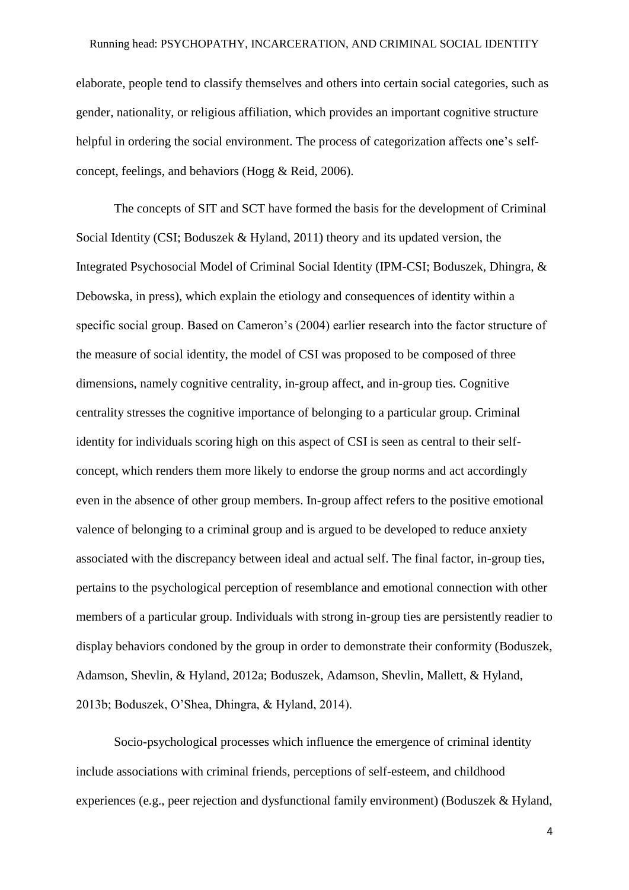elaborate, people tend to classify themselves and others into certain social categories, such as gender, nationality, or religious affiliation, which provides an important cognitive structure helpful in ordering the social environment. The process of categorization affects one's self-concept, feelings, and behaviors (Hogg & Reid, 2006).

The concepts of SIT and SCT have formed the basis for the development of Criminal Social Identity (CSI; Boduszek & Hyland, 2011) theory and its updated version, the Integrated Psychosocial Model of Criminal Social Identity (IPM-CSI; Boduszek, Dhingra, & Debowska, in press), which explain the etiology and consequences of identity within a specific social group. Based on Cameron's (2004) earlier research into the factor structure of the measure of social identity, the model of CSI was proposed to be composed of three dimensions, namely cognitive centrality, in-group affect, and in-group ties. Cognitive centrality stresses the cognitive importance of belonging to a particular group. Criminal identity for individuals scoring high on this aspect of CSI is seen as central to their self-concept, which renders them more likely to endorse the group norms and act accordingly even in the absence of other group members. In-group affect refers to the positive emotional valence of belonging to a criminal group and is argued to be developed to reduce anxiety associated with the discrepancy between ideal and actual self. The final factor, in-group ties, pertains to the psychological perception of resemblance and emotional connection with other members of a particular group. Individuals with strong in-group ties are persistently readier to display behaviors condoned by the group in order to demonstrate their conformity (Boduszek, Adamson, Shevlin, & Hyland, 2012a; Boduszek, Adamson, Shevlin, Mallett, & Hyland, 2013b; Boduszek, O'Shea, Dhingra, & Hyland, 2014).

Socio-psychological processes which influence the emergence of criminal identity include associations with criminal friends, perceptions of self-esteem, and childhood experiences (e.g., peer rejection and dysfunctional family environment) (Boduszek & Hyland,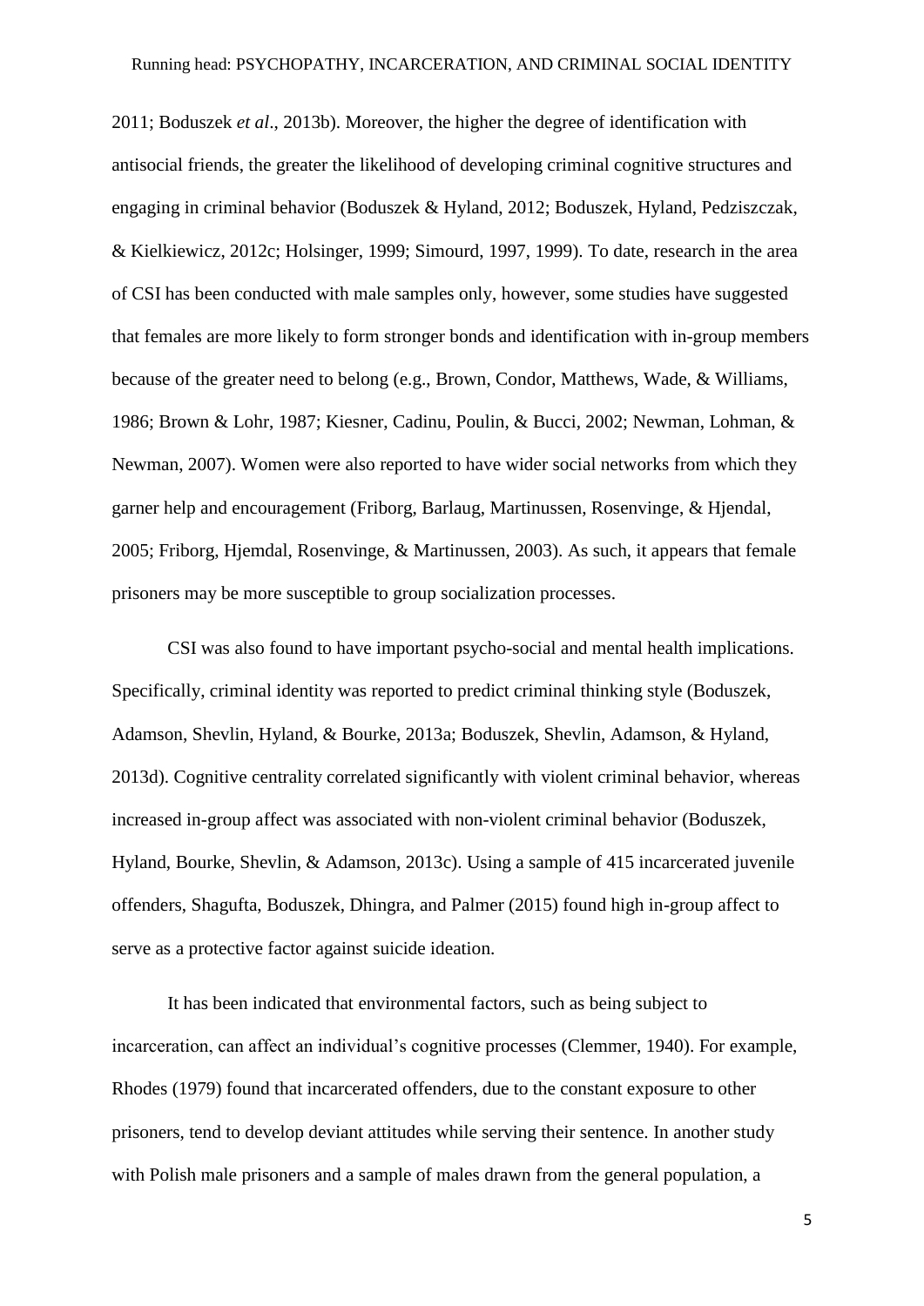2011; Boduszek *et al*., 2013b). Moreover, the higher the degree of identification with antisocial friends, the greater the likelihood of developing criminal cognitive structures and engaging in criminal behavior (Boduszek & Hyland, 2012; Boduszek, Hyland, Pedziszczak, & Kielkiewicz, 2012c; Holsinger, 1999; Simourd, 1997, 1999). To date, research in the area of CSI has been conducted with male samples only, however, some studies have suggested that females are more likely to form stronger bonds and identification with in-group members because of the greater need to belong (e.g., Brown, Condor, Matthews, Wade, & Williams, 1986; Brown & Lohr, 1987; Kiesner, Cadinu, Poulin, & Bucci, 2002; Newman, Lohman, & Newman, 2007). Women were also reported to have wider social networks from which they garner help and encouragement (Friborg, Barlaug, Martinussen, Rosenvinge, & Hjendal, 2005; Friborg, Hjemdal, Rosenvinge, & Martinussen, 2003). As such, it appears that female prisoners may be more susceptible to group socialization processes.

CSI was also found to have important psycho-social and mental health implications. Specifically, criminal identity was reported to predict criminal thinking style (Boduszek, Adamson, Shevlin, Hyland, & Bourke, 2013a; Boduszek, Shevlin, Adamson, & Hyland, 2013d). Cognitive centrality correlated significantly with violent criminal behavior, whereas increased in-group affect was associated with non-violent criminal behavior (Boduszek, Hyland, Bourke, Shevlin, & Adamson, 2013c). Using a sample of 415 incarcerated juvenile offenders, Shagufta, Boduszek, Dhingra, and Palmer (2015) found high in-group affect to serve as a protective factor against suicide ideation.

It has been indicated that environmental factors, such as being subject to incarceration, can affect an individual's cognitive processes (Clemmer, 1940). For example, Rhodes (1979) found that incarcerated offenders, due to the constant exposure to other prisoners, tend to develop deviant attitudes while serving their sentence. In another study with Polish male prisoners and a sample of males drawn from the general population, a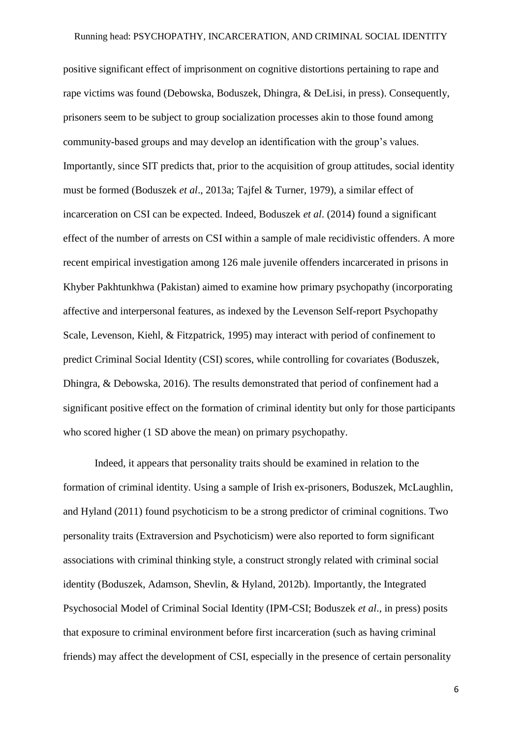positive significant effect of imprisonment on cognitive distortions pertaining to rape and rape victims was found (Debowska, Boduszek, Dhingra, & DeLisi, in press). Consequently, prisoners seem to be subject to group socialization processes akin to those found among community-based groups and may develop an identification with the group's values. Importantly, since SIT predicts that, prior to the acquisition of group attitudes, social identity must be formed (Boduszek *et al*., 2013a; Tajfel & Turner, 1979), a similar effect of incarceration on CSI can be expected. Indeed, Boduszek *et al*. (2014) found a significant effect of the number of arrests on CSI within a sample of male recidivistic offenders. A more recent empirical investigation among 126 male juvenile offenders incarcerated in prisons in Khyber Pakhtunkhwa (Pakistan) aimed to examine how primary psychopathy (incorporating affective and interpersonal features, as indexed by the Levenson Self-report Psychopathy Scale, Levenson, Kiehl, & Fitzpatrick, 1995) may interact with period of confinement to predict Criminal Social Identity (CSI) scores, while controlling for covariates (Boduszek, Dhingra, & Debowska, 2016). The results demonstrated that period of confinement had a significant positive effect on the formation of criminal identity but only for those participants who scored higher (1 SD above the mean) on primary psychopathy.

Indeed, it appears that personality traits should be examined in relation to the formation of criminal identity. Using a sample of Irish ex-prisoners, Boduszek, McLaughlin, and Hyland (2011) found psychoticism to be a strong predictor of criminal cognitions. Two personality traits (Extraversion and Psychoticism) were also reported to form significant associations with criminal thinking style, a construct strongly related with criminal social identity (Boduszek, Adamson, Shevlin, & Hyland, 2012b). Importantly, the Integrated Psychosocial Model of Criminal Social Identity (IPM-CSI; Boduszek *et al*., in press) posits that exposure to criminal environment before first incarceration (such as having criminal friends) may affect the development of CSI, especially in the presence of certain personality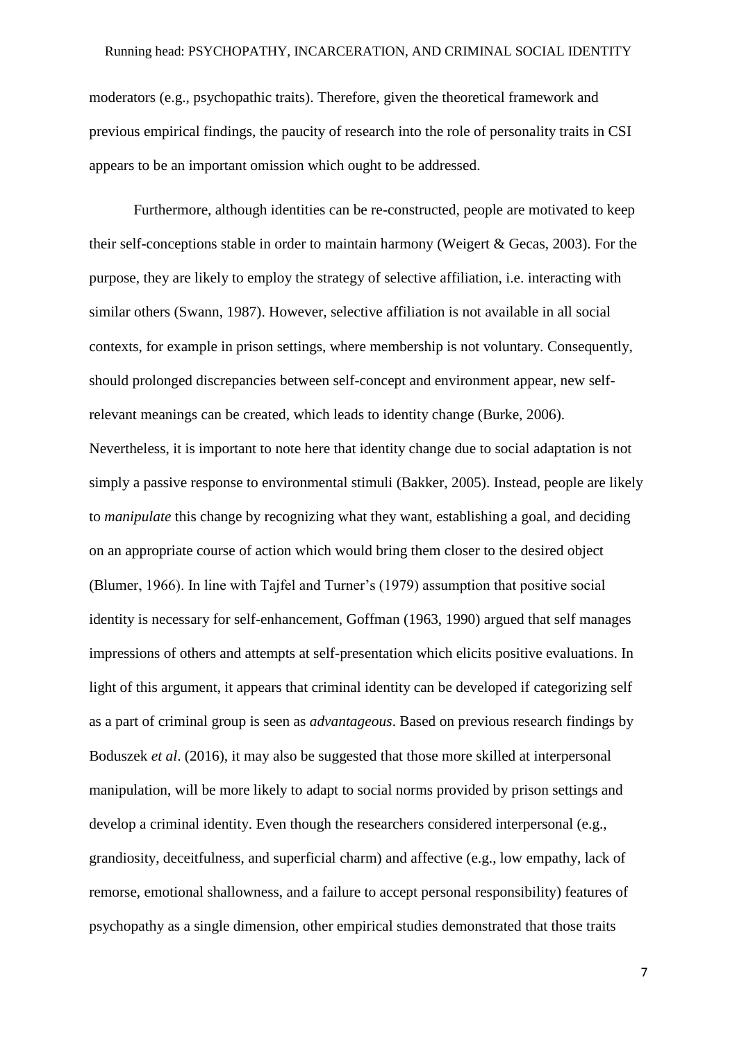moderators (e.g., psychopathic traits). Therefore, given the theoretical framework and previous empirical findings, the paucity of research into the role of personality traits in CSI appears to be an important omission which ought to be addressed.

Furthermore, although identities can be re-constructed, people are motivated to keep their self-conceptions stable in order to maintain harmony (Weigert & Gecas, 2003). For the purpose, they are likely to employ the strategy of selective affiliation, i.e. interacting with similar others (Swann, 1987). However, selective affiliation is not available in all social contexts, for example in prison settings, where membership is not voluntary. Consequently, should prolonged discrepancies between self-concept and environment appear, new self-relevant meanings can be created, which leads to identity change (Burke, 2006). Nevertheless, it is important to note here that identity change due to social adaptation is not simply a passive response to environmental stimuli (Bakker, 2005). Instead, people are likely to *manipulate* this change by recognizing what they want, establishing a goal, and deciding on an appropriate course of action which would bring them closer to the desired object (Blumer, 1966). In line with Tajfel and Turner's (1979) assumption that positive social identity is necessary for self-enhancement, Goffman (1963, 1990) argued that self manages impressions of others and attempts at self-presentation which elicits positive evaluations. In light of this argument, it appears that criminal identity can be developed if categorizing self as a part of criminal group is seen as *advantageous*. Based on previous research findings by Boduszek *et al*. (2016), it may also be suggested that those more skilled at interpersonal manipulation, will be more likely to adapt to social norms provided by prison settings and develop a criminal identity. Even though the researchers considered interpersonal (e.g., grandiosity, deceitfulness, and superficial charm) and affective (e.g., low empathy, lack of remorse, emotional shallowness, and a failure to accept personal responsibility) features of psychopathy as a single dimension, other empirical studies demonstrated that those traits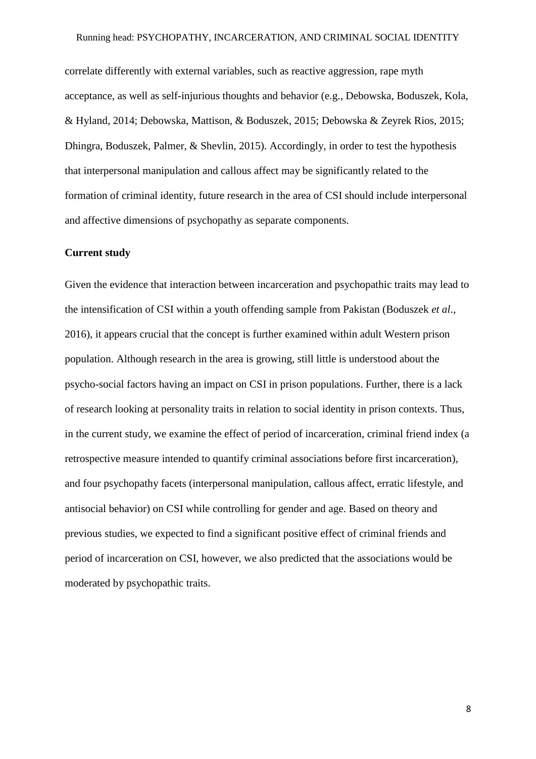correlate differently with external variables, such as reactive aggression, rape myth acceptance, as well as self-injurious thoughts and behavior (e.g., Debowska, Boduszek, Kola, & Hyland, 2014; Debowska, Mattison, & Boduszek, 2015; Debowska & Zeyrek Rios, 2015; Dhingra, Boduszek, Palmer, & Shevlin, 2015). Accordingly, in order to test the hypothesis that interpersonal manipulation and callous affect may be significantly related to the formation of criminal identity, future research in the area of CSI should include interpersonal and affective dimensions of psychopathy as separate components.

**Current study**

Given the evidence that interaction between incarceration and psychopathic traits may lead to the intensification of CSI within a youth offending sample from Pakistan (Boduszek *et al*., 2016), it appears crucial that the concept is further examined within adult Western prison population. Although research in the area is growing, still little is understood about the psycho-social factors having an impact on CSI in prison populations. Further, there is a lack of research looking at personality traits in relation to social identity in prison contexts. Thus, in the current study, we examine the effect of period of incarceration, criminal friend index (a retrospective measure intended to quantify criminal associations before first incarceration), and four psychopathy facets (interpersonal manipulation, callous affect, erratic lifestyle, and antisocial behavior) on CSI while controlling for gender and age. Based on theory and previous studies, we expected to find a significant positive effect of criminal friends and period of incarceration on CSI, however, we also predicted that the associations would be moderated by psychopathic traits.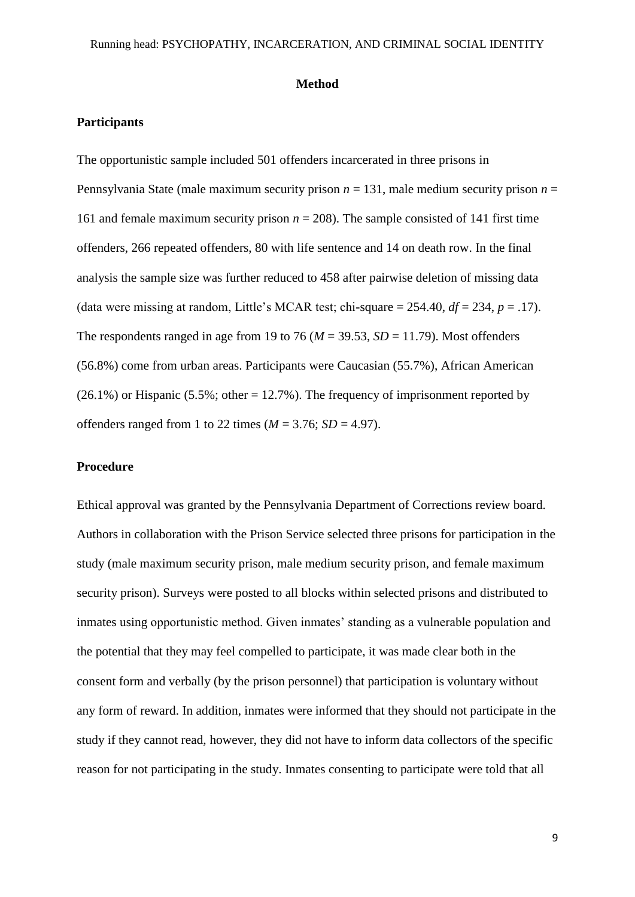# Method

## Participants

The opportunistic sample included 501 offenders incarcerated in three prisons in Pennsylvania State (male maximum security prison $n$ = 131, male medium security prison $n$ = 161 and female maximum security prison $n$ = 208). The sample consisted of 141 first time offenders, 266 repeated offenders, 80 with life sentence and 14 on death row. In the final analysis the sample size was further reduced to 458 after pairwise deletion of missing data (data were missing at random, Little's MCAR test; chi-square = 254.40, $df$ = 234, $p$ = .17). The respondents ranged in age from 19 to 76 ($M$ = 39.53, $SD$ = 11.79). Most offenders (56.8%) come from urban areas. Participants were Caucasian (55.7%), African American (26.1%) or Hispanic (5.5%; other = 12.7%). The frequency of imprisonment reported by offenders ranged from 1 to 22 times ($M$ = 3.76; $SD$ = 4.97).

## Procedure

Ethical approval was granted by the Pennsylvania Department of Corrections review board. Authors in collaboration with the Prison Service selected three prisons for participation in the study (male maximum security prison, male medium security prison, and female maximum security prison). Surveys were posted to all blocks within selected prisons and distributed to inmates using opportunistic method. Given inmates' standing as a vulnerable population and the potential that they may feel compelled to participate, it was made clear both in the consent form and verbally (by the prison personnel) that participation is voluntary without any form of reward. In addition, inmates were informed that they should not participate in the study if they cannot read, however, they did not have to inform data collectors of the specific reason for not participating in the study. Inmates consenting to participate were told that all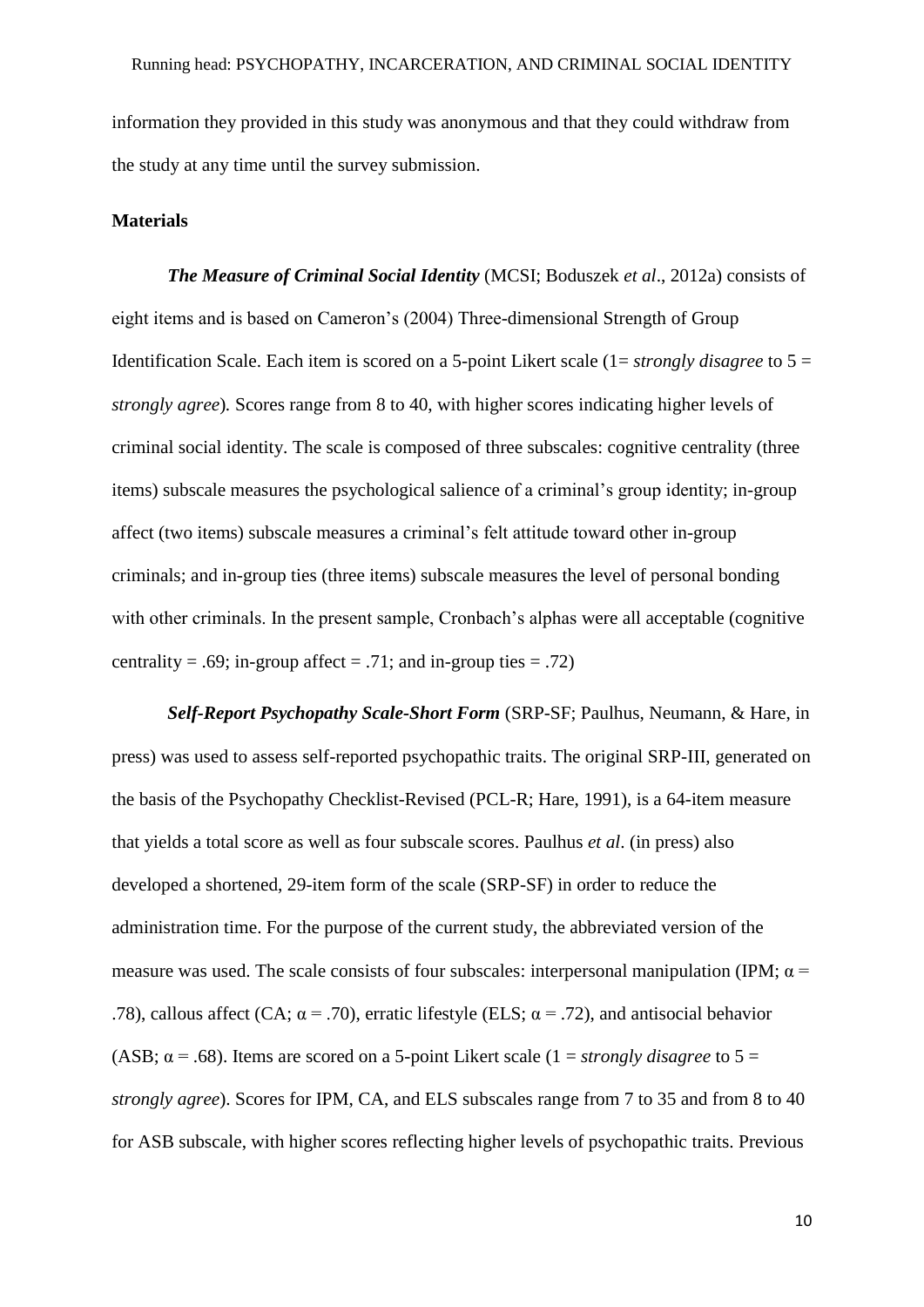information they provided in this study was anonymous and that they could withdraw from the study at any time until the survey submission.

**Materials**

***The Measure of Criminal Social Identity*** (MCSI; Boduszek *et al*., 2012a) consists of eight items and is based on Cameron's (2004) Three-dimensional Strength of Group Identification Scale. Each item is scored on a 5-point Likert scale (1= *strongly disagree* to 5 = *strongly agree*)*.* Scores range from 8 to 40, with higher scores indicating higher levels of criminal social identity. The scale is composed of three subscales: cognitive centrality (three items) subscale measures the psychological salience of a criminal's group identity; in-group affect (two items) subscale measures a criminal's felt attitude toward other in-group criminals; and in-group ties (three items) subscale measures the level of personal bonding with other criminals. In the present sample, Cronbach's alphas were all acceptable (cognitive centrality = .69; in-group affect = .71; and in-group ties = .72)

***Self-Report Psychopathy Scale-Short Form*** (SRP-SF; Paulhus, Neumann, & Hare, in press) was used to assess self-reported psychopathic traits. The original SRP-III, generated on the basis of the Psychopathy Checklist-Revised (PCL-R; Hare, 1991), is a 64-item measure that yields a total score as well as four subscale scores. Paulhus *et al*. (in press) also developed a shortened, 29-item form of the scale (SRP-SF) in order to reduce the administration time. For the purpose of the current study, the abbreviated version of the measure was used. The scale consists of four subscales: interpersonal manipulation (IPM; $\alpha$ = .78), callous affect (CA; $\alpha$ = .70), erratic lifestyle (ELS; $\alpha$ = .72), and antisocial behavior (ASB; $\alpha$ = .68). Items are scored on a 5-point Likert scale (1 = *strongly disagree* to 5 = *strongly agree*). Scores for IPM, CA, and ELS subscales range from 7 to 35 and from 8 to 40 for ASB subscale, with higher scores reflecting higher levels of psychopathic traits. Previous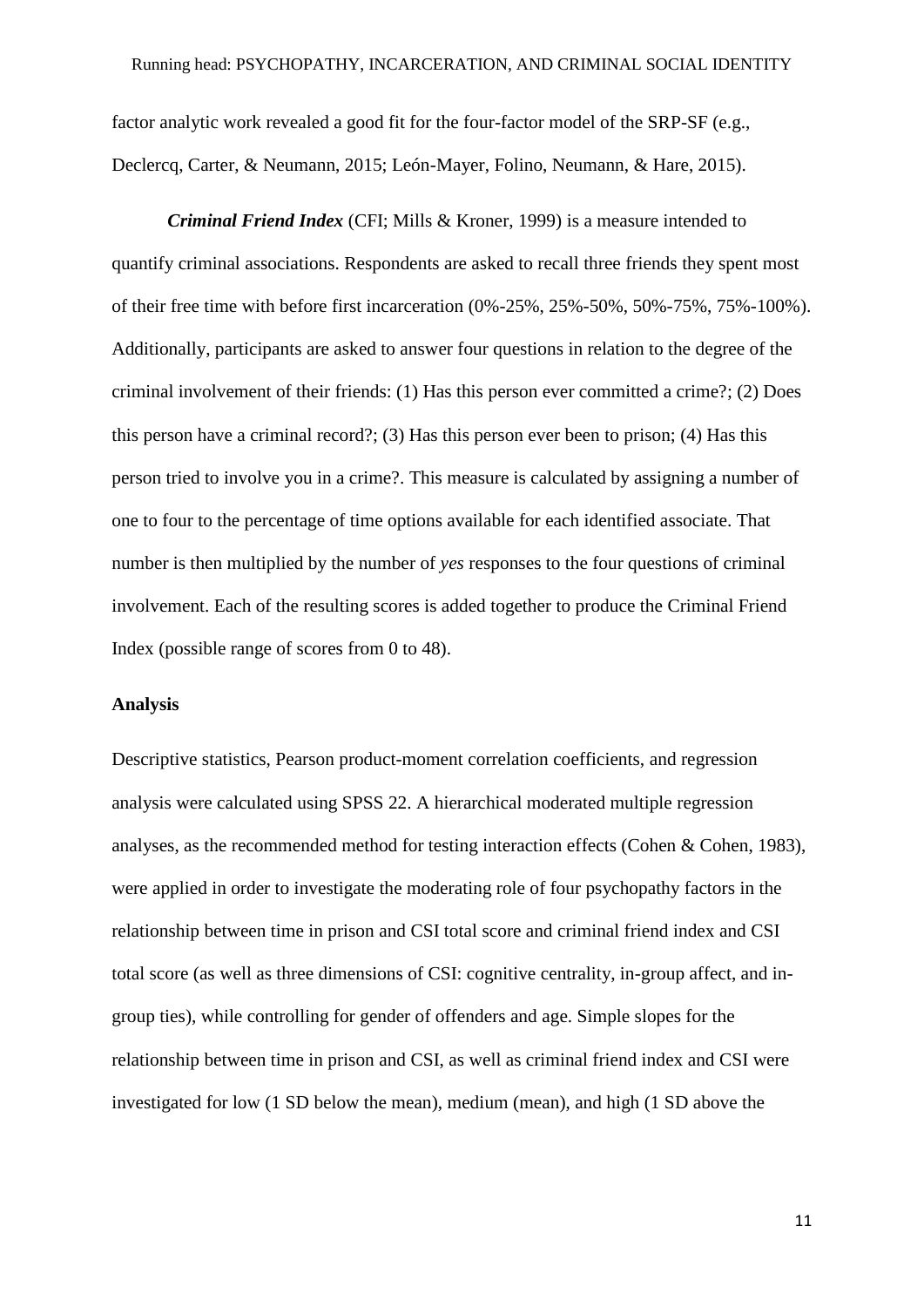factor analytic work revealed a good fit for the four-factor model of the SRP-SF (e.g., Declercq, Carter, & Neumann, 2015; León-Mayer, Folino, Neumann, & Hare, 2015).

***Criminal Friend Index*** (CFI; Mills & Kroner, 1999) is a measure intended to quantify criminal associations. Respondents are asked to recall three friends they spent most of their free time with before first incarceration (0%-25%, 25%-50%, 50%-75%, 75%-100%). Additionally, participants are asked to answer four questions in relation to the degree of the criminal involvement of their friends: (1) Has this person ever committed a crime?; (2) Does this person have a criminal record?; (3) Has this person ever been to prison; (4) Has this person tried to involve you in a crime?. This measure is calculated by assigning a number of one to four to the percentage of time options available for each identified associate. That number is then multiplied by the number of *yes* responses to the four questions of criminal involvement. Each of the resulting scores is added together to produce the Criminal Friend Index (possible range of scores from 0 to 48).

**Analysis**

Descriptive statistics, Pearson product-moment correlation coefficients, and regression analysis were calculated using SPSS 22. A hierarchical moderated multiple regression analyses, as the recommended method for testing interaction effects (Cohen & Cohen, 1983), were applied in order to investigate the moderating role of four psychopathy factors in the relationship between time in prison and CSI total score and criminal friend index and CSI total score (as well as three dimensions of CSI: cognitive centrality, in-group affect, and in-group ties), while controlling for gender of offenders and age. Simple slopes for the relationship between time in prison and CSI, as well as criminal friend index and CSI were investigated for low (1 SD below the mean), medium (mean), and high (1 SD above the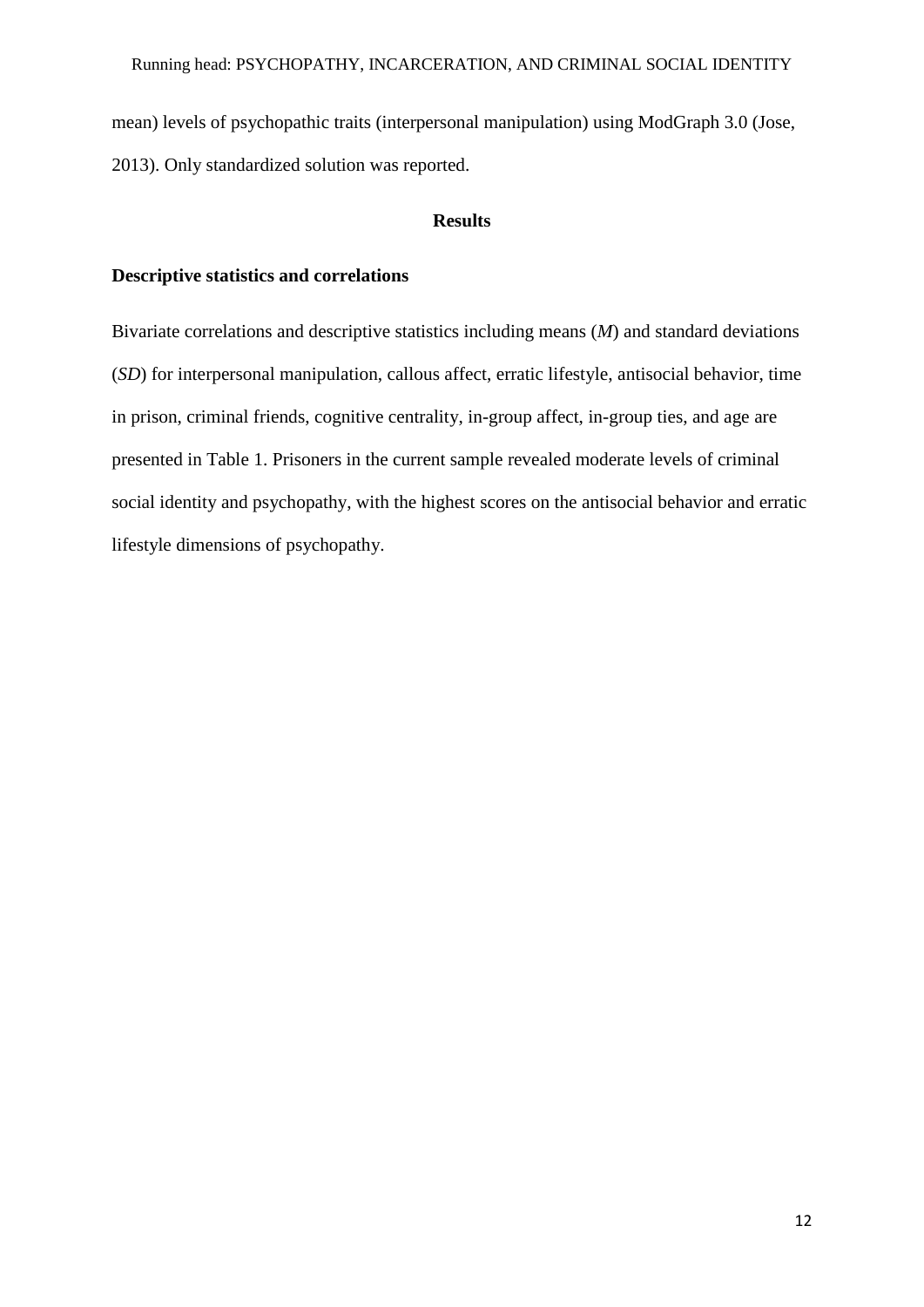mean) levels of psychopathic traits (interpersonal manipulation) using ModGraph 3.0 (Jose, 2013). Only standardized solution was reported.

## Results

### Descriptive statistics and correlations

Bivariate correlations and descriptive statistics including means (*M*) and standard deviations (*SD*) for interpersonal manipulation, callous affect, erratic lifestyle, antisocial behavior, time in prison, criminal friends, cognitive centrality, in-group affect, in-group ties, and age are presented in Table 1. Prisoners in the current sample revealed moderate levels of criminal social identity and psychopathy, with the highest scores on the antisocial behavior and erratic lifestyle dimensions of psychopathy.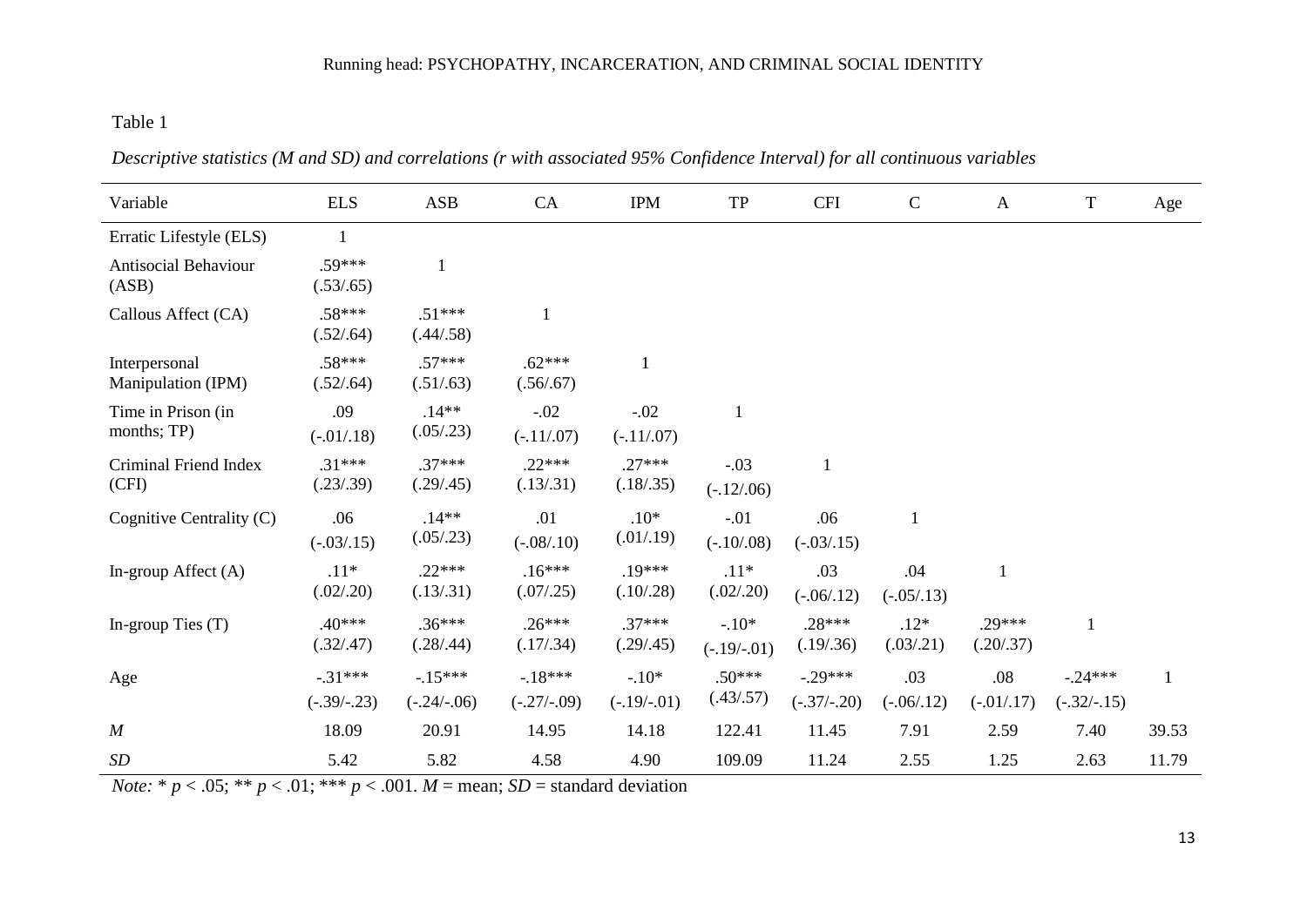Table 1

*Descriptive statistics (M and SD) and correlations (r with associated 95% Confidence Interval) for all continuous variables*

| Variable | ELS | ASB | CA | IPM | TP | CFI | C | A | T | Age |
|---|---|---|---|---|---|---|---|---|---|---|
| Erratic Lifestyle (ELS) | 1 | | | | | | | | | |
| Antisocial Behaviour (ASB) | .59*** (.53/.65) | 1 | | | | | | | | |
| Callous Affect (CA) | .58*** (.52/.64) | .51*** (.44/.58) | 1 | | | | | | | |
| Interpersonal Manipulation (IPM) | .58*** (.52/.64) | .57*** (.51/.63) | .62*** (.56/.67) | 1 | | | | | | |
| Time in Prison (in months; TP) | .09 (-.01/.18) | .14** (.05/.23) | -.02 (-.11/.07) | -.02 (-.11/.07) | 1 | | | | | |
| Criminal Friend Index (CFI) | .31*** (.23/.39) | .37*** (.29/.45) | .22*** (.13/.31) | .27*** (.18/.35) | -.03 (-.12/.06) | 1 | | | | |
| Cognitive Centrality (C) | .06 (-.03/.15) | .14** (.05/.23) | .01 (-.08/.10) | .10* (.01/.19) | -.01 (-.10/.08) | .06 (-.03/.15) | 1 | | | |
| In-group Affect (A) | .11* (.02/.20) | .22*** (.13/.31) | .16*** (.07/.25) | .19*** (.10/.28) | .11* (.02/.20) | .03 (-.06/.12) | .04 (-.05/.13) | 1 | | |
| In-group Ties (T) | .40*** (.32/.47) | .36*** (.28/.44) | .26*** (.17/.34) | .37*** (.29/.45) | -.10* (-.19/-.01) | .28*** (.19/.36) | .12* (.03/.21) | .29*** (.20/.37) | 1 | |
| Age | -.31*** (-.39/-.23) | -.15*** (-.24/-.06) | -.18*** (-.27/-.09) | -.10* (-.19/-.01) | .50*** (.43/.57) | -.29*** (-.37/-.20) | .03 (-.06/.12) | .08 (-.01/.17) | -.24*** (-.32/-.15) | 1 |
| *M* | 18.09 | 20.91 | 14.95 | 14.18 | 122.41 | 11.45 | 7.91 | 2.59 | 7.40 | 39.53 |
| *SD* | 5.42 | 5.82 | 4.58 | 4.90 | 109.09 | 11.24 | 2.55 | 1.25 | 2.63 | 11.79 |

*Note:* * $p < .05$; ** $p < .01$; *** $p < .001$. *M* = mean; *SD* = standard deviation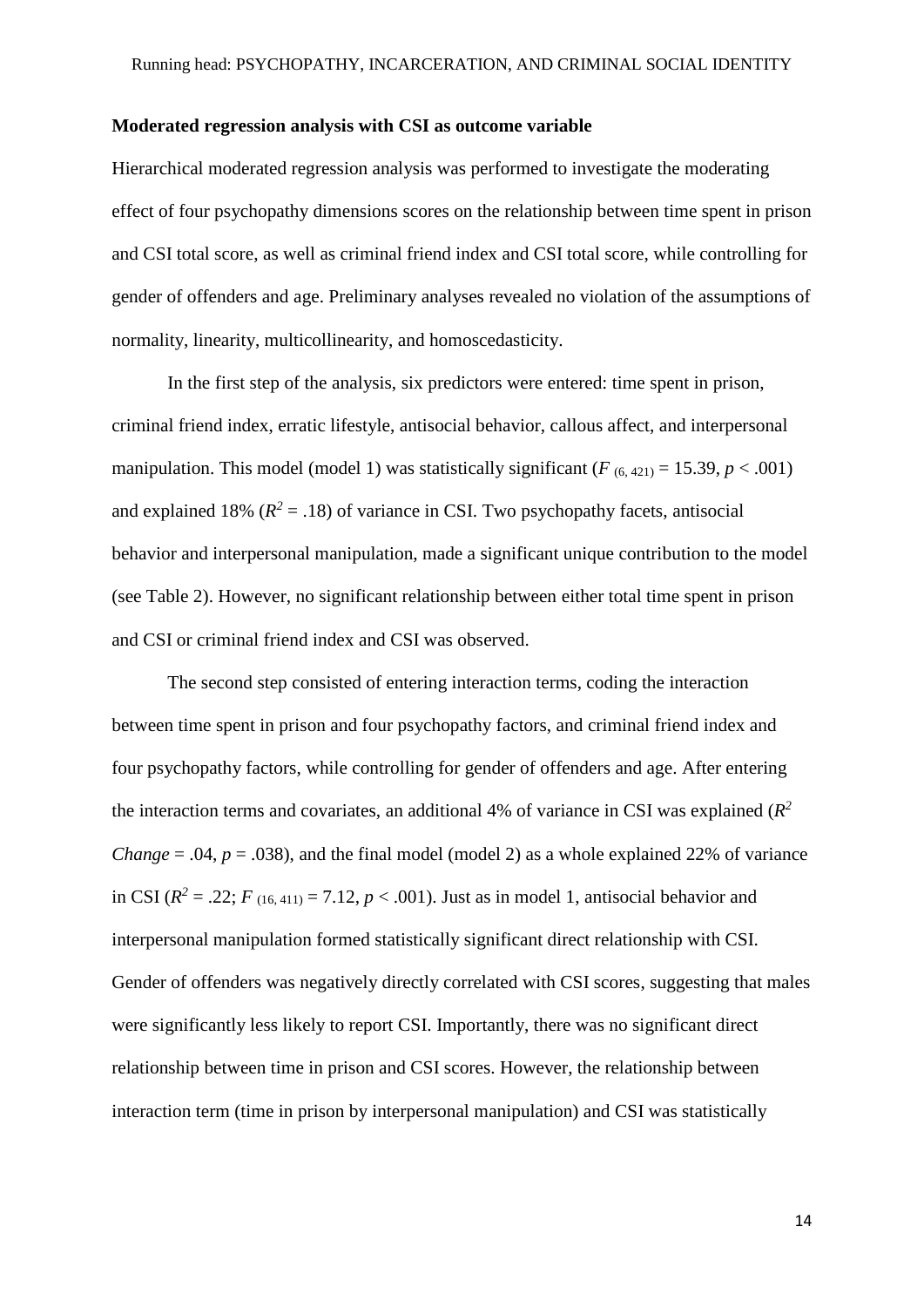**Moderated regression analysis with CSI as outcome variable**

Hierarchical moderated regression analysis was performed to investigate the moderating effect of four psychopathy dimensions scores on the relationship between time spent in prison and CSI total score, as well as criminal friend index and CSI total score, while controlling for gender of offenders and age. Preliminary analyses revealed no violation of the assumptions of normality, linearity, multicollinearity, and homoscedasticity.

In the first step of the analysis, six predictors were entered: time spent in prison, criminal friend index, erratic lifestyle, antisocial behavior, callous affect, and interpersonal manipulation. This model (model 1) was statistically significant ($F_{(6, 421)} = 15.39$, $p < .001$) and explained 18% ($R^2 = .18$) of variance in CSI. Two psychopathy facets, antisocial behavior and interpersonal manipulation, made a significant unique contribution to the model (see Table 2). However, no significant relationship between either total time spent in prison and CSI or criminal friend index and CSI was observed.

The second step consisted of entering interaction terms, coding the interaction between time spent in prison and four psychopathy factors, and criminal friend index and four psychopathy factors, while controlling for gender of offenders and age. After entering the interaction terms and covariates, an additional 4% of variance in CSI was explained ($R^2$ *Change* = .04, $p = .038$), and the final model (model 2) as a whole explained 22% of variance in CSI ($R^2 = .22$; $F_{(16, 411)} = 7.12$, $p < .001$). Just as in model 1, antisocial behavior and interpersonal manipulation formed statistically significant direct relationship with CSI. Gender of offenders was negatively directly correlated with CSI scores, suggesting that males were significantly less likely to report CSI. Importantly, there was no significant direct relationship between time in prison and CSI scores. However, the relationship between interaction term (time in prison by interpersonal manipulation) and CSI was statistically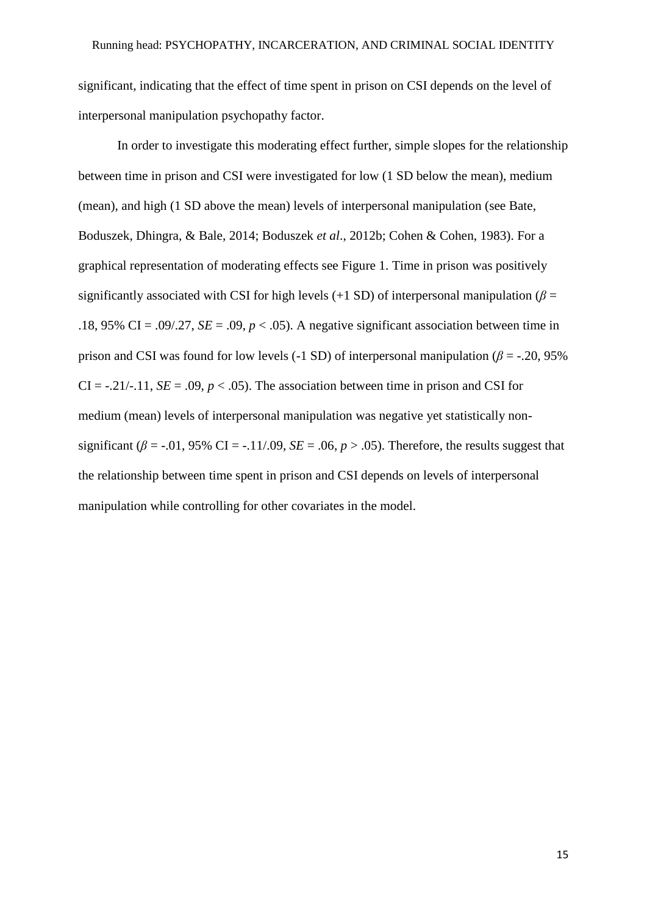significant, indicating that the effect of time spent in prison on CSI depends on the level of interpersonal manipulation psychopathy factor.

In order to investigate this moderating effect further, simple slopes for the relationship between time in prison and CSI were investigated for low (1 SD below the mean), medium (mean), and high (1 SD above the mean) levels of interpersonal manipulation (see Bate, Boduszek, Dhingra, & Bale, 2014; Boduszek *et al*., 2012b; Cohen & Cohen, 1983). For a graphical representation of moderating effects see Figure 1. Time in prison was positively significantly associated with CSI for high levels (+1 SD) of interpersonal manipulation ($\beta$ = .18, 95% CI = .09/.27, $SE$ = .09, $p < .05$). A negative significant association between time in prison and CSI was found for low levels (-1 SD) of interpersonal manipulation ($\beta$ = -.20, 95% CI = -.21/-.11, $SE$ = .09, $p < .05$). The association between time in prison and CSI for medium (mean) levels of interpersonal manipulation was negative yet statistically non-significant ($\beta$ = -.01, 95% CI = -.11/.09, $SE$ = .06, $p > .05$). Therefore, the results suggest that the relationship between time spent in prison and CSI depends on levels of interpersonal manipulation while controlling for other covariates in the model.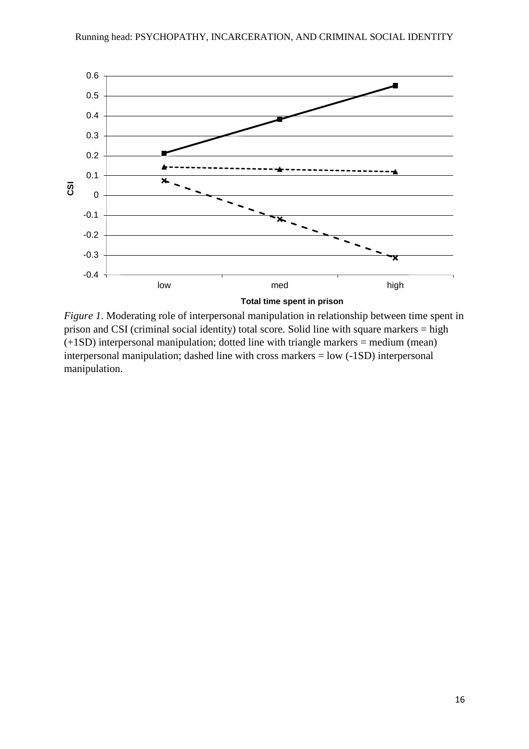*Figure 1*. Moderating role of interpersonal manipulation in relationship between time spent in prison and CSI (criminal social identity) total score. Solid line with square markers = high (+1SD) interpersonal manipulation; dotted line with triangle markers = medium (mean) interpersonal manipulation; dashed line with cross markers = low (-1SD) interpersonal manipulation.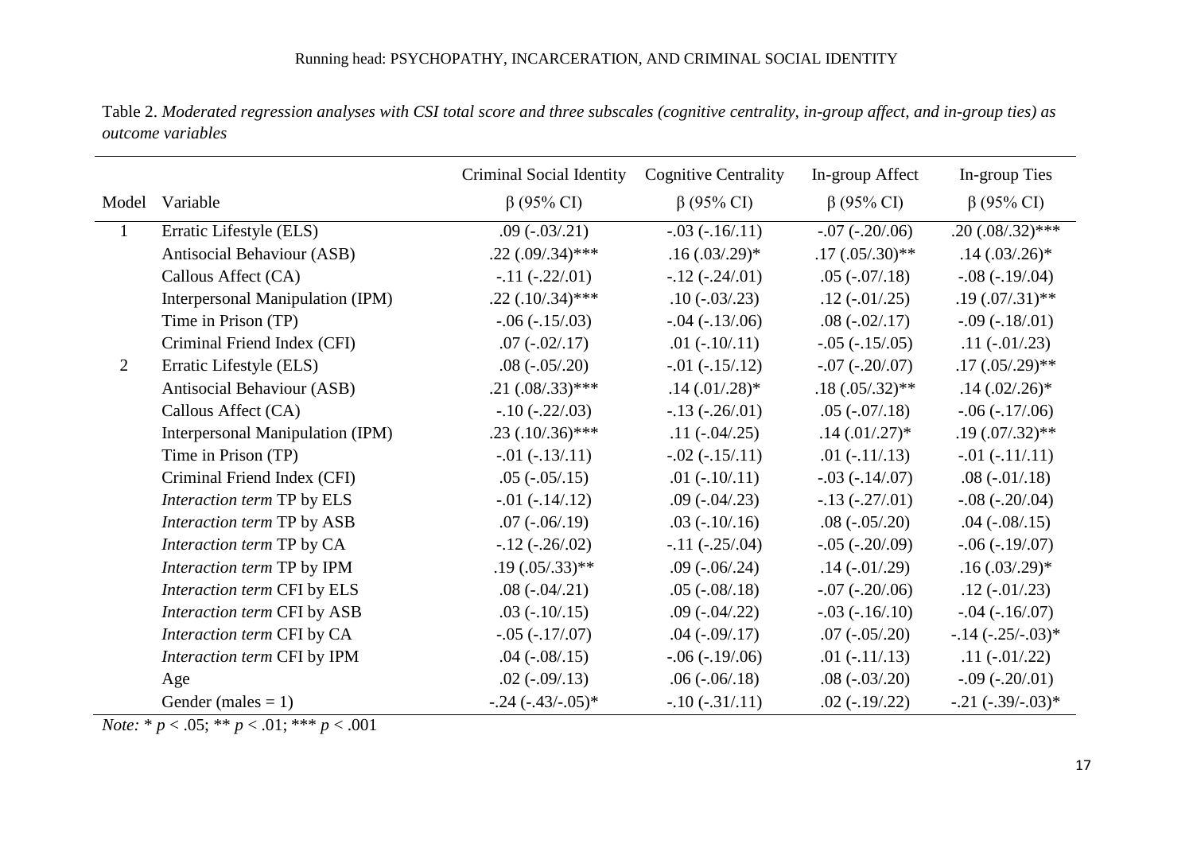Table 2. *Moderated regression analyses with CSI total score and three subscales (cognitive centrality, in-group affect, and in-group ties) as outcome variables*

| Model | Variable | Criminal Social Identity β (95% CI) | Cognitive Centrality β (95% CI) | In-group Affect β (95% CI) | In-group Ties β (95% CI) |
|---|---|---|---|---|---|
| 1 | Erratic Lifestyle (ELS) | .09 (-.03/.21) | -.03 (-.16/.11) | -.07 (-.20/.06) | .20 (.08/.32)*** |
| | Antisocial Behaviour (ASB) | .22 (.09/.34)*** | .16 (.03/.29)* | .17 (.05/.30)** | .14 (.03/.26)* |
| | Callous Affect (CA) | -.11 (-.22/.01) | -.12 (-.24/.01) | .05 (-.07/.18) | -.08 (-.19/.04) |
| | Interpersonal Manipulation (IPM) | .22 (.10/.34)*** | .10 (-.03/.23) | .12 (-.01/.25) | .19 (.07/.31)** |
| | Time in Prison (TP) | -.06 (-.15/.03) | -.04 (-.13/.06) | .08 (-.02/.17) | -.09 (-.18/.01) |
| | Criminal Friend Index (CFI) | .07 (-.02/.17) | .01 (-.10/.11) | -.05 (-.15/.05) | .11 (-.01/.23) |
| 2 | Erratic Lifestyle (ELS) | .08 (-.05/.20) | -.01 (-.15/.12) | -.07 (-.20/.07) | .17 (.05/.29)** |
| | Antisocial Behaviour (ASB) | .21 (.08/.33)*** | .14 (.01/.28)* | .18 (.05/.32)** | .14 (.02/.26)* |
| | Callous Affect (CA) | -.10 (-.22/.03) | -.13 (-.26/.01) | .05 (-.07/.18) | -.06 (-.17/.06) |
| | Interpersonal Manipulation (IPM) | .23 (.10/.36)*** | .11 (-.04/.25) | .14 (.01/.27)* | .19 (.07/.32)** |
| | Time in Prison (TP) | -.01 (-.13/.11) | -.02 (-.15/.11) | .01 (-.11/.13) | -.01 (-.11/.11) |
| | Criminal Friend Index (CFI) | .05 (-.05/.15) | .01 (-.10/.11) | -.03 (-.14/.07) | .08 (-.01/.18) |
| | *Interaction term* TP by ELS | -.01 (-.14/.12) | .09 (-.04/.23) | -.13 (-.27/.01) | -.08 (-.20/.04) |
| | *Interaction term* TP by ASB | .07 (-.06/.19) | .03 (-.10/.16) | .08 (-.05/.20) | .04 (-.08/.15) |
| | *Interaction term* TP by CA | -.12 (-.26/.02) | -.11 (-.25/.04) | -.05 (-.20/.09) | -.06 (-.19/.07) |
| | *Interaction term* TP by IPM | .19 (.05/.33)** | .09 (-.06/.24) | .14 (-.01/.29) | .16 (.03/.29)* |
| | *Interaction term* CFI by ELS | .08 (-.04/.21) | .05 (-.08/.18) | -.07 (-.20/.06) | .12 (-.01/.23) |
| | *Interaction term* CFI by ASB | .03 (-.10/.15) | .09 (-.04/.22) | -.03 (-.16/.10) | -.04 (-.16/.07) |
| | *Interaction term* CFI by CA | -.05 (-.17/.07) | .04 (-.09/.17) | .07 (-.05/.20) | -.14 (-.25/-.03)* |
| | *Interaction term* CFI by IPM | .04 (-.08/.15) | -.06 (-.19/.06) | .01 (-.11/.13) | .11 (-.01/.22) |
| | Age | .02 (-.09/.13) | .06 (-.06/.18) | .08 (-.03/.20) | -.09 (-.20/.01) |
| | Gender (males = 1) | -.24 (-.43/-.05)* | -.10 (-.31/.11) | .02 (-.19/.22) | -.21 (-.39/-.03)* |

*Note:* * $p < .05$; ** $p < .01$; *** $p < .001$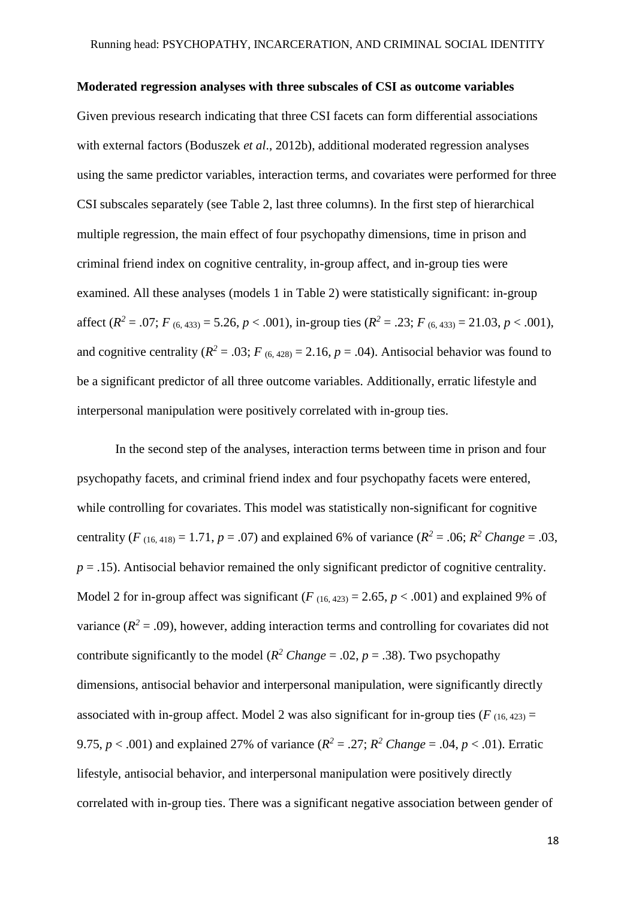**Moderated regression analyses with three subscales of CSI as outcome variables**

Given previous research indicating that three CSI facets can form differential associations with external factors (Boduszek *et al*., 2012b), additional moderated regression analyses using the same predictor variables, interaction terms, and covariates were performed for three CSI subscales separately (see Table 2, last three columns). In the first step of hierarchical multiple regression, the main effect of four psychopathy dimensions, time in prison and criminal friend index on cognitive centrality, in-group affect, and in-group ties were examined. All these analyses (models 1 in Table 2) were statistically significant: in-group affect ($R^2$ = .07; $F_{(6, 433)}$ = 5.26, $p$ < .001), in-group ties ($R^2$ = .23; $F_{(6, 433)}$ = 21.03, $p$ < .001), and cognitive centrality ($R^2$ = .03; $F_{(6, 428)}$ = 2.16, $p$ = .04). Antisocial behavior was found to be a significant predictor of all three outcome variables. Additionally, erratic lifestyle and interpersonal manipulation were positively correlated with in-group ties.

In the second step of the analyses, interaction terms between time in prison and four psychopathy facets, and criminal friend index and four psychopathy facets were entered, while controlling for covariates. This model was statistically non-significant for cognitive centrality ($F_{(16, 418)}$ = 1.71, $p$ = .07) and explained 6% of variance ($R^2$ = .06; $R^2$ *Change* = .03, $p$ = .15). Antisocial behavior remained the only significant predictor of cognitive centrality. Model 2 for in-group affect was significant ($F_{(16, 423)}$ = 2.65, $p$ < .001) and explained 9% of variance ($R^2$ = .09), however, adding interaction terms and controlling for covariates did not contribute significantly to the model ($R^2$ *Change* = .02, $p$ = .38). Two psychopathy dimensions, antisocial behavior and interpersonal manipulation, were significantly directly associated with in-group affect. Model 2 was also significant for in-group ties ($F_{(16, 423)}$ = 9.75, $p$ < .001) and explained 27% of variance ($R^2$ = .27; $R^2$ *Change* = .04, $p$ < .01). Erratic lifestyle, antisocial behavior, and interpersonal manipulation were positively directly correlated with in-group ties. There was a significant negative association between gender of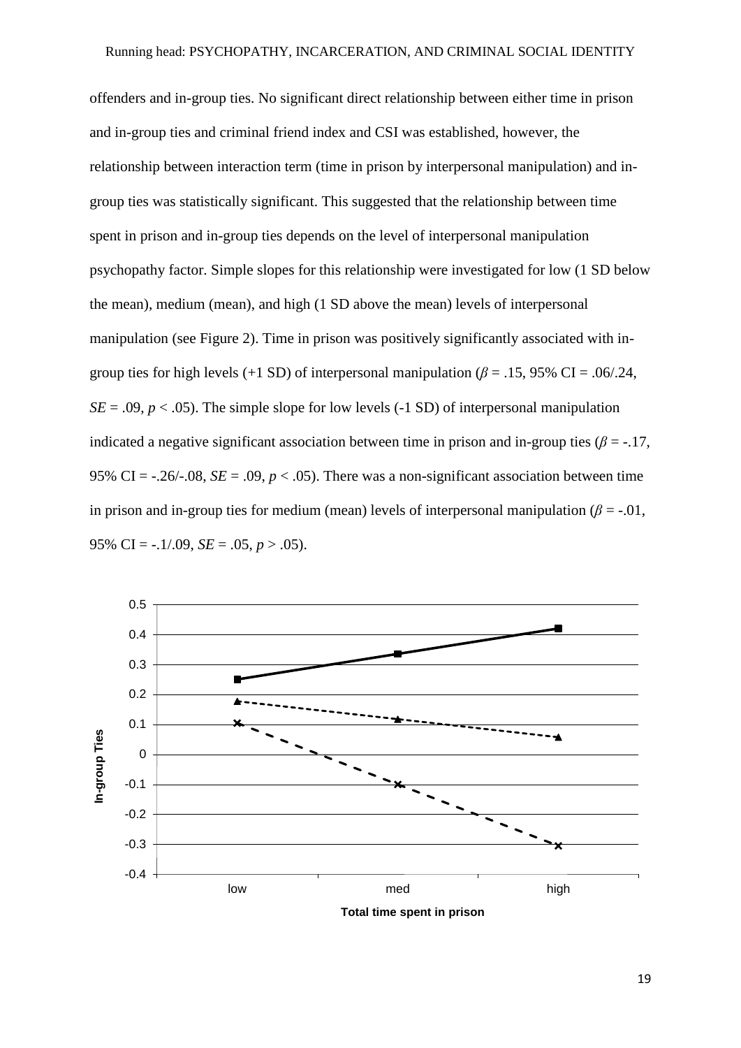offenders and in-group ties. No significant direct relationship between either time in prison and in-group ties and criminal friend index and CSI was established, however, the relationship between interaction term (time in prison by interpersonal manipulation) and in-group ties was statistically significant. This suggested that the relationship between time spent in prison and in-group ties depends on the level of interpersonal manipulation psychopathy factor. Simple slopes for this relationship were investigated for low (1 SD below the mean), medium (mean), and high (1 SD above the mean) levels of interpersonal manipulation (see Figure 2). Time in prison was positively significantly associated with in-group ties for high levels (+1 SD) of interpersonal manipulation ($\beta$ = .15, 95% CI = .06/.24, *SE* = .09, $p < .05$). The simple slope for low levels (-1 SD) of interpersonal manipulation indicated a negative significant association between time in prison and in-group ties ($\beta$ = -.17, 95% CI = -.26/-.08, *SE* = .09, $p < .05$). There was a non-significant association between time in prison and in-group ties for medium (mean) levels of interpersonal manipulation ($\beta$ = -.01, 95% CI = -.1/.09, *SE* = .05, $p > .05$).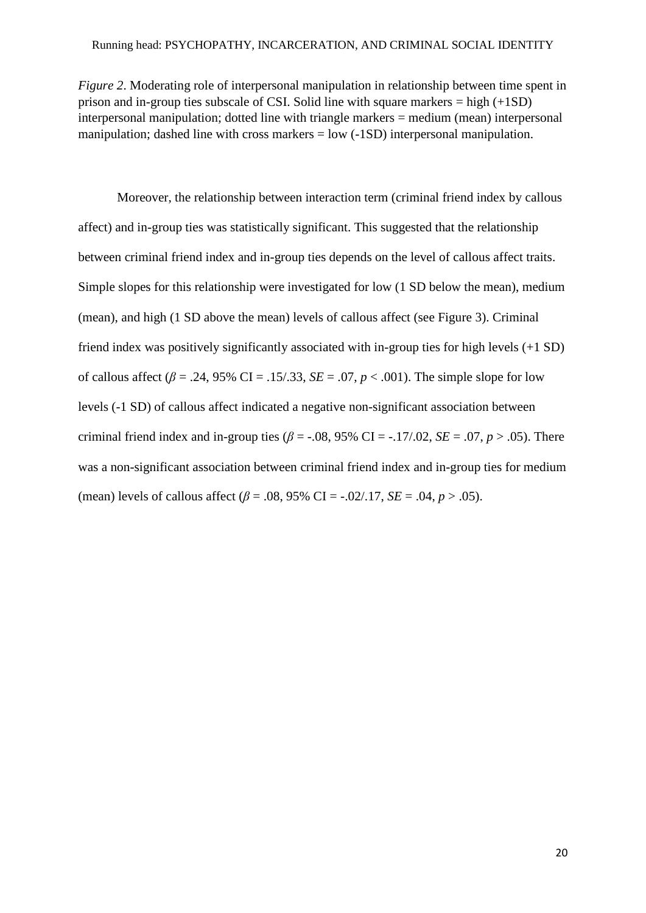*Figure 2*. Moderating role of interpersonal manipulation in relationship between time spent in prison and in-group ties subscale of CSI. Solid line with square markers = high (+1SD) interpersonal manipulation; dotted line with triangle markers = medium (mean) interpersonal manipulation; dashed line with cross markers = low (-1SD) interpersonal manipulation.

Moreover, the relationship between interaction term (criminal friend index by callous affect) and in-group ties was statistically significant. This suggested that the relationship between criminal friend index and in-group ties depends on the level of callous affect traits. Simple slopes for this relationship were investigated for low (1 SD below the mean), medium (mean), and high (1 SD above the mean) levels of callous affect (see Figure 3). Criminal friend index was positively significantly associated with in-group ties for high levels (+1 SD) of callous affect ($\beta$ = .24, 95% CI = .15/.33, *SE* = .07, $p < .001$). The simple slope for low levels (-1 SD) of callous affect indicated a negative non-significant association between criminal friend index and in-group ties ($\beta$ = -.08, 95% CI = -.17/.02, *SE* = .07, $p > .05$). There was a non-significant association between criminal friend index and in-group ties for medium (mean) levels of callous affect ($\beta$ = .08, 95% CI = -.02/.17, *SE* = .04, $p > .05$).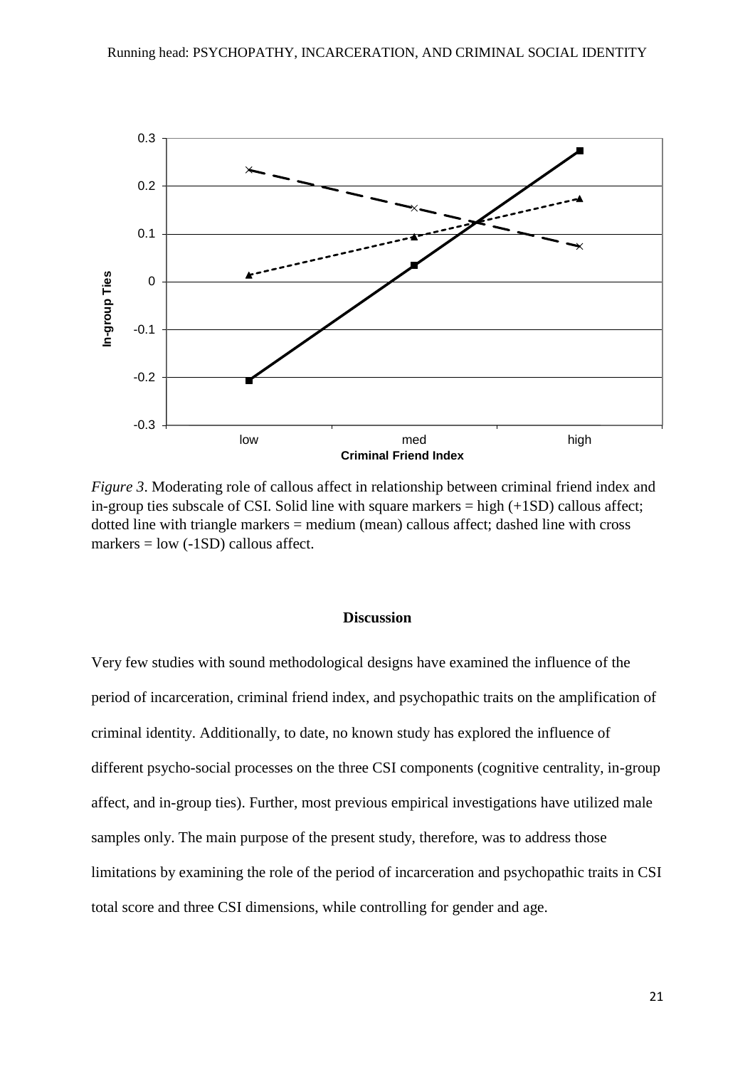*Figure 3*. Moderating role of callous affect in relationship between criminal friend index and in-group ties subscale of CSI. Solid line with square markers = high (+1SD) callous affect; dotted line with triangle markers = medium (mean) callous affect; dashed line with cross markers = low (-1SD) callous affect.

## Discussion

Very few studies with sound methodological designs have examined the influence of the period of incarceration, criminal friend index, and psychopathic traits on the amplification of criminal identity. Additionally, to date, no known study has explored the influence of different psycho-social processes on the three CSI components (cognitive centrality, in-group affect, and in-group ties). Further, most previous empirical investigations have utilized male samples only. The main purpose of the present study, therefore, was to address those limitations by examining the role of the period of incarceration and psychopathic traits in CSI total score and three CSI dimensions, while controlling for gender and age.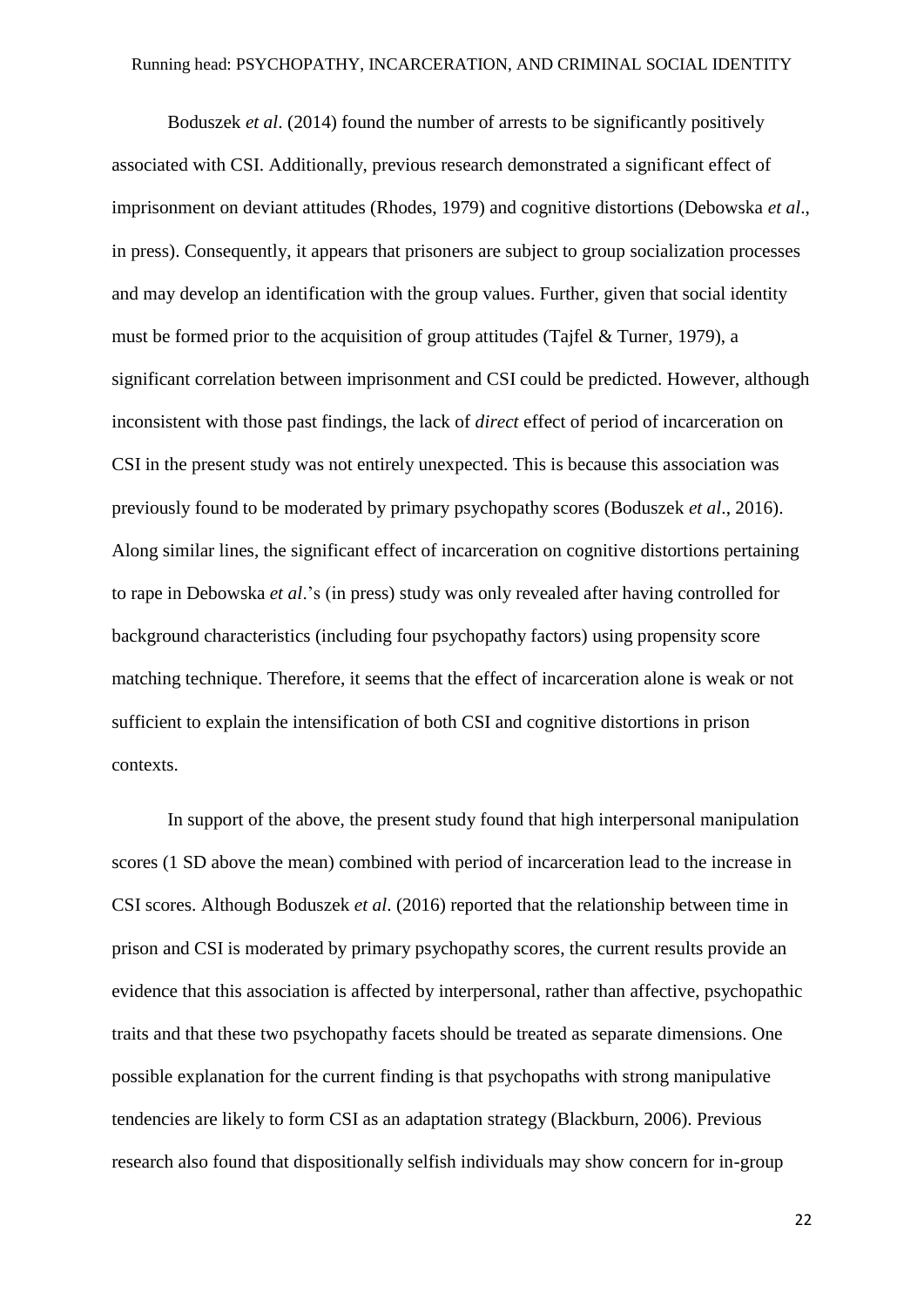Boduszek *et al*. (2014) found the number of arrests to be significantly positively associated with CSI. Additionally, previous research demonstrated a significant effect of imprisonment on deviant attitudes (Rhodes, 1979) and cognitive distortions (Debowska *et al*., in press). Consequently, it appears that prisoners are subject to group socialization processes and may develop an identification with the group values. Further, given that social identity must be formed prior to the acquisition of group attitudes (Tajfel & Turner, 1979), a significant correlation between imprisonment and CSI could be predicted. However, although inconsistent with those past findings, the lack of *direct* effect of period of incarceration on CSI in the present study was not entirely unexpected. This is because this association was previously found to be moderated by primary psychopathy scores (Boduszek *et al*., 2016). Along similar lines, the significant effect of incarceration on cognitive distortions pertaining to rape in Debowska *et al*.'s (in press) study was only revealed after having controlled for background characteristics (including four psychopathy factors) using propensity score matching technique. Therefore, it seems that the effect of incarceration alone is weak or not sufficient to explain the intensification of both CSI and cognitive distortions in prison contexts.

In support of the above, the present study found that high interpersonal manipulation scores (1 SD above the mean) combined with period of incarceration lead to the increase in CSI scores. Although Boduszek *et al*. (2016) reported that the relationship between time in prison and CSI is moderated by primary psychopathy scores, the current results provide an evidence that this association is affected by interpersonal, rather than affective, psychopathic traits and that these two psychopathy facets should be treated as separate dimensions. One possible explanation for the current finding is that psychopaths with strong manipulative tendencies are likely to form CSI as an adaptation strategy (Blackburn, 2006). Previous research also found that dispositionally selfish individuals may show concern for in-group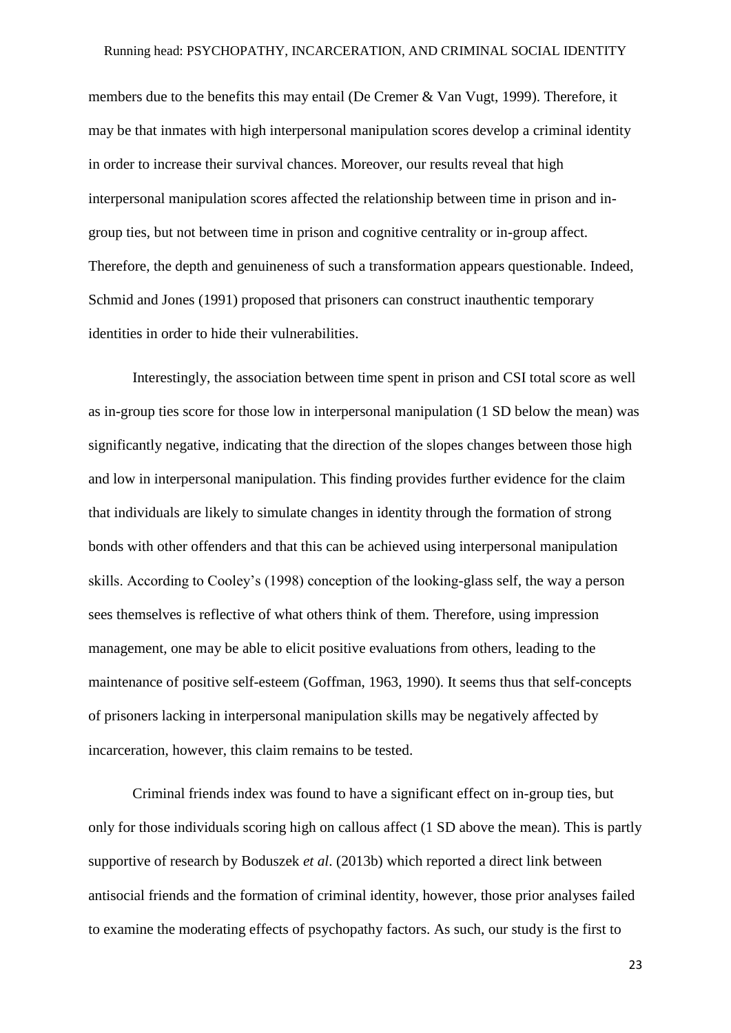members due to the benefits this may entail (De Cremer & Van Vugt, 1999). Therefore, it may be that inmates with high interpersonal manipulation scores develop a criminal identity in order to increase their survival chances. Moreover, our results reveal that high interpersonal manipulation scores affected the relationship between time in prison and in-group ties, but not between time in prison and cognitive centrality or in-group affect. Therefore, the depth and genuineness of such a transformation appears questionable. Indeed, Schmid and Jones (1991) proposed that prisoners can construct inauthentic temporary identities in order to hide their vulnerabilities.

Interestingly, the association between time spent in prison and CSI total score as well as in-group ties score for those low in interpersonal manipulation (1 SD below the mean) was significantly negative, indicating that the direction of the slopes changes between those high and low in interpersonal manipulation. This finding provides further evidence for the claim that individuals are likely to simulate changes in identity through the formation of strong bonds with other offenders and that this can be achieved using interpersonal manipulation skills. According to Cooley's (1998) conception of the looking-glass self, the way a person sees themselves is reflective of what others think of them. Therefore, using impression management, one may be able to elicit positive evaluations from others, leading to the maintenance of positive self-esteem (Goffman, 1963, 1990). It seems thus that self-concepts of prisoners lacking in interpersonal manipulation skills may be negatively affected by incarceration, however, this claim remains to be tested.

Criminal friends index was found to have a significant effect on in-group ties, but only for those individuals scoring high on callous affect (1 SD above the mean). This is partly supportive of research by Boduszek *et al*. (2013b) which reported a direct link between antisocial friends and the formation of criminal identity, however, those prior analyses failed to examine the moderating effects of psychopathy factors. As such, our study is the first to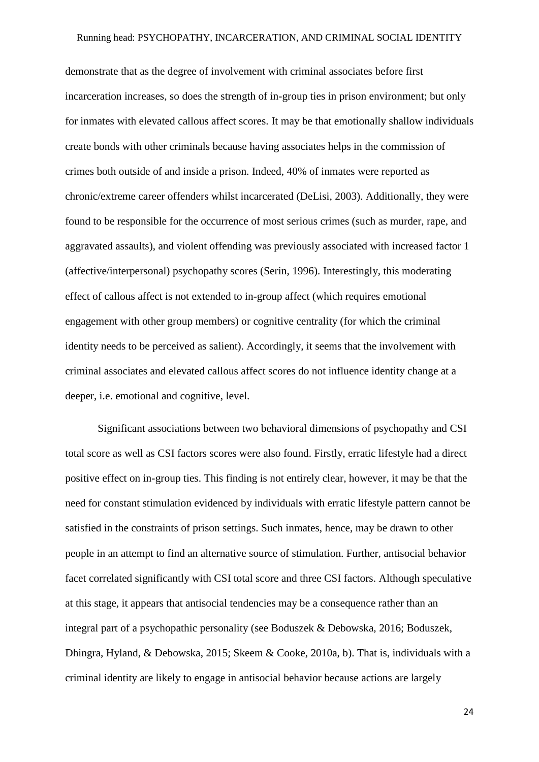demonstrate that as the degree of involvement with criminal associates before first incarceration increases, so does the strength of in-group ties in prison environment; but only for inmates with elevated callous affect scores. It may be that emotionally shallow individuals create bonds with other criminals because having associates helps in the commission of crimes both outside of and inside a prison. Indeed, 40% of inmates were reported as chronic/extreme career offenders whilst incarcerated (DeLisi, 2003). Additionally, they were found to be responsible for the occurrence of most serious crimes (such as murder, rape, and aggravated assaults), and violent offending was previously associated with increased factor 1 (affective/interpersonal) psychopathy scores (Serin, 1996). Interestingly, this moderating effect of callous affect is not extended to in-group affect (which requires emotional engagement with other group members) or cognitive centrality (for which the criminal identity needs to be perceived as salient). Accordingly, it seems that the involvement with criminal associates and elevated callous affect scores do not influence identity change at a deeper, i.e. emotional and cognitive, level.

Significant associations between two behavioral dimensions of psychopathy and CSI total score as well as CSI factors scores were also found. Firstly, erratic lifestyle had a direct positive effect on in-group ties. This finding is not entirely clear, however, it may be that the need for constant stimulation evidenced by individuals with erratic lifestyle pattern cannot be satisfied in the constraints of prison settings. Such inmates, hence, may be drawn to other people in an attempt to find an alternative source of stimulation. Further, antisocial behavior facet correlated significantly with CSI total score and three CSI factors. Although speculative at this stage, it appears that antisocial tendencies may be a consequence rather than an integral part of a psychopathic personality (see Boduszek & Debowska, 2016; Boduszek, Dhingra, Hyland, & Debowska, 2015; Skeem & Cooke, 2010a, b). That is, individuals with a criminal identity are likely to engage in antisocial behavior because actions are largely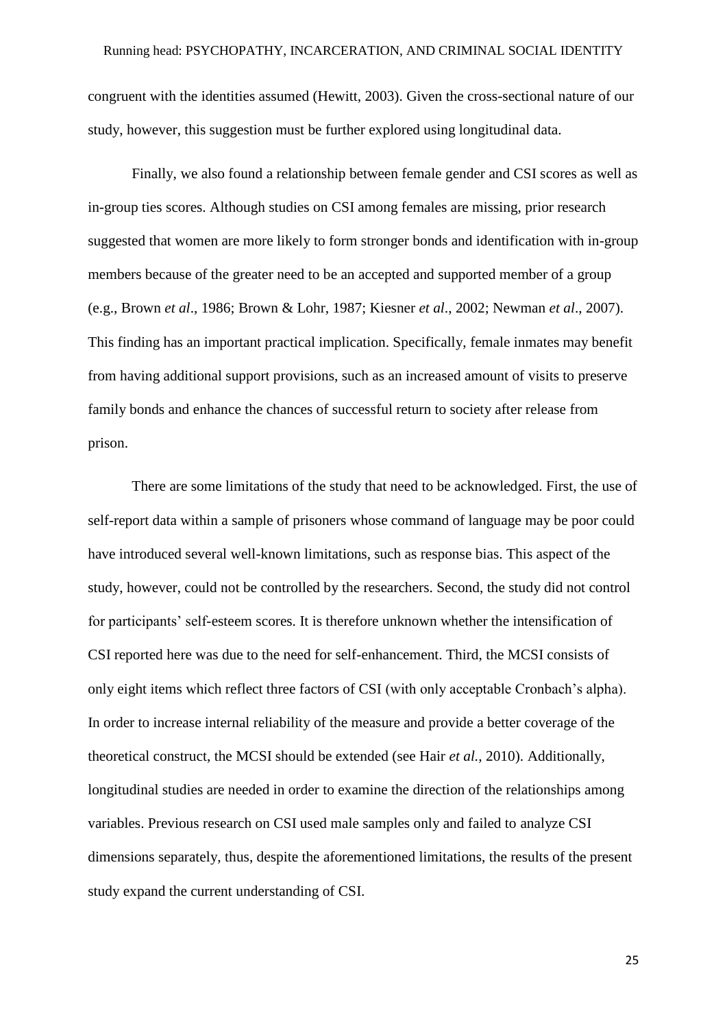congruent with the identities assumed (Hewitt, 2003). Given the cross-sectional nature of our study, however, this suggestion must be further explored using longitudinal data.

Finally, we also found a relationship between female gender and CSI scores as well as in-group ties scores. Although studies on CSI among females are missing, prior research suggested that women are more likely to form stronger bonds and identification with in-group members because of the greater need to be an accepted and supported member of a group (e.g., Brown *et al*., 1986; Brown & Lohr, 1987; Kiesner *et al*., 2002; Newman *et al*., 2007). This finding has an important practical implication. Specifically, female inmates may benefit from having additional support provisions, such as an increased amount of visits to preserve family bonds and enhance the chances of successful return to society after release from prison.

There are some limitations of the study that need to be acknowledged. First, the use of self-report data within a sample of prisoners whose command of language may be poor could have introduced several well-known limitations, such as response bias. This aspect of the study, however, could not be controlled by the researchers. Second, the study did not control for participants' self-esteem scores. It is therefore unknown whether the intensification of CSI reported here was due to the need for self-enhancement. Third, the MCSI consists of only eight items which reflect three factors of CSI (with only acceptable Cronbach's alpha). In order to increase internal reliability of the measure and provide a better coverage of the theoretical construct, the MCSI should be extended (see Hair *et al.,* 2010). Additionally, longitudinal studies are needed in order to examine the direction of the relationships among variables. Previous research on CSI used male samples only and failed to analyze CSI dimensions separately, thus, despite the aforementioned limitations, the results of the present study expand the current understanding of CSI.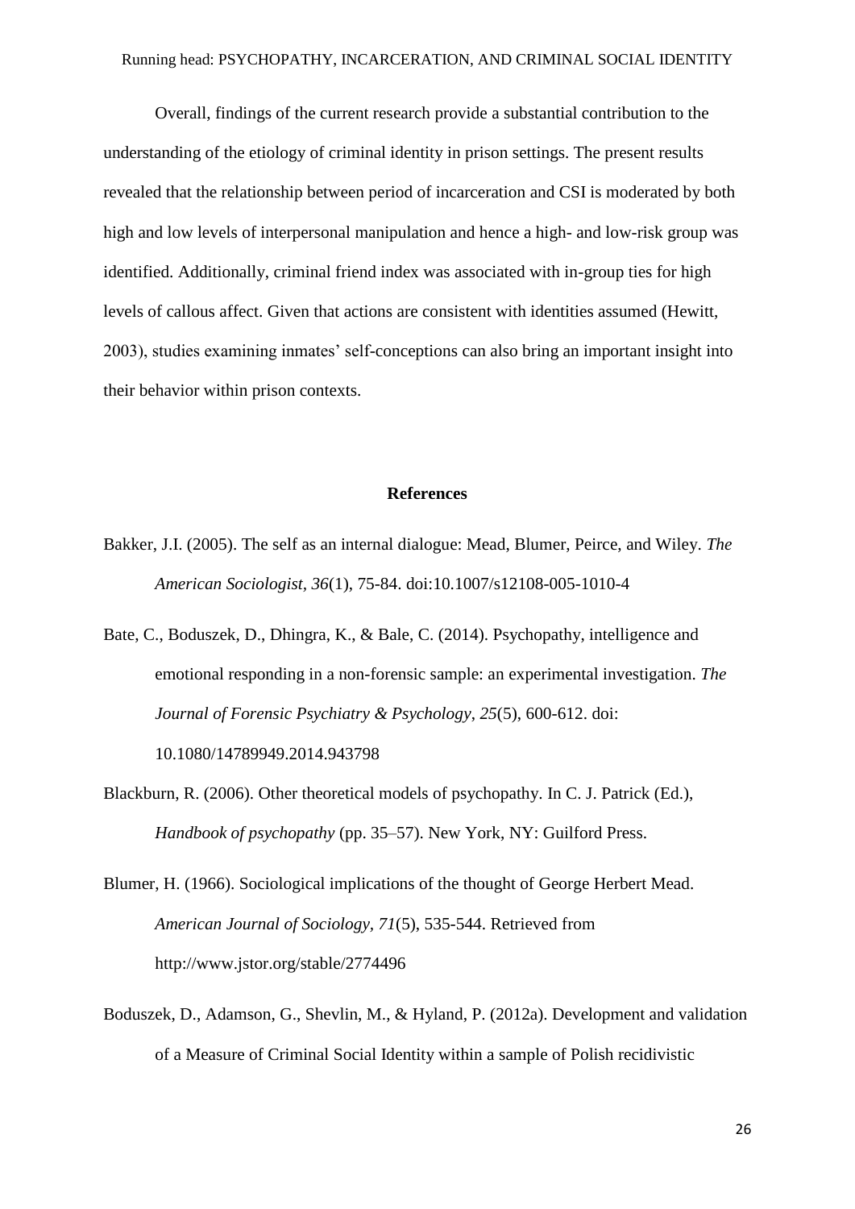Overall, findings of the current research provide a substantial contribution to the understanding of the etiology of criminal identity in prison settings. The present results revealed that the relationship between period of incarceration and CSI is moderated by both high and low levels of interpersonal manipulation and hence a high- and low-risk group was identified. Additionally, criminal friend index was associated with in-group ties for high levels of callous affect. Given that actions are consistent with identities assumed (Hewitt, 2003), studies examining inmates' self-conceptions can also bring an important insight into their behavior within prison contexts.

## References

Bakker, J.I. (2005). The self as an internal dialogue: Mead, Blumer, Peirce, and Wiley. *The American Sociologist, 36*(1), 75-84. doi:10.1007/s12108-005-1010-4

Bate, C., Boduszek, D., Dhingra, K., & Bale, C. (2014). Psychopathy, intelligence and emotional responding in a non-forensic sample: an experimental investigation. *The Journal of Forensic Psychiatry & Psychology, 25*(5), 600-612. doi: 10.1080/14789949.2014.943798

Blackburn, R. (2006). Other theoretical models of psychopathy. In C. J. Patrick (Ed.), *Handbook of psychopathy* (pp. 35–57). New York, NY: Guilford Press.

Blumer, H. (1966). Sociological implications of the thought of George Herbert Mead. *American Journal of Sociology, 71*(5), 535-544. Retrieved from http://www.jstor.org/stable/2774496

Boduszek, D., Adamson, G., Shevlin, M., & Hyland, P. (2012a). Development and validation of a Measure of Criminal Social Identity within a sample of Polish recidivistic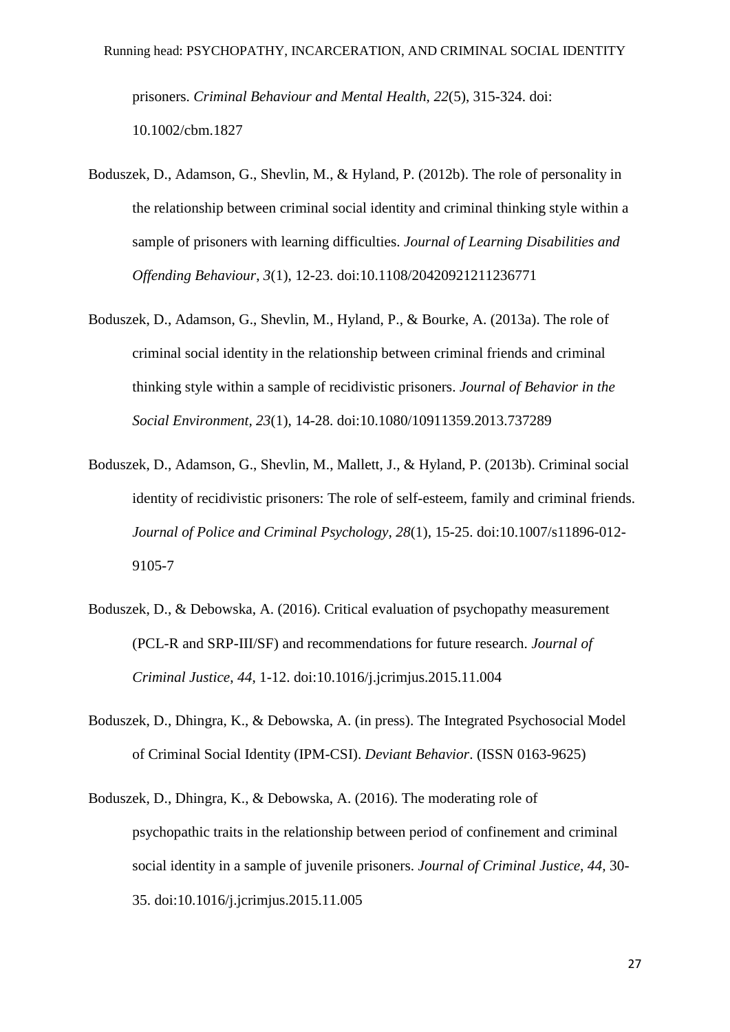prisoners. *Criminal Behaviour and Mental Health, 22*(5), 315-324. doi: 10.1002/cbm.1827

Boduszek, D., Adamson, G., Shevlin, M., & Hyland, P. (2012b). The role of personality in the relationship between criminal social identity and criminal thinking style within a sample of prisoners with learning difficulties. *Journal of Learning Disabilities and Offending Behaviour, 3*(1), 12-23. doi:10.1108/20420921211236771

Boduszek, D., Adamson, G., Shevlin, M., Hyland, P., & Bourke, A. (2013a). The role of criminal social identity in the relationship between criminal friends and criminal thinking style within a sample of recidivistic prisoners. *Journal of Behavior in the Social Environment, 23*(1), 14-28. doi:10.1080/10911359.2013.737289

Boduszek, D., Adamson, G., Shevlin, M., Mallett, J., & Hyland, P. (2013b). Criminal social identity of recidivistic prisoners: The role of self-esteem, family and criminal friends. *Journal of Police and Criminal Psychology, 28*(1), 15-25. doi:10.1007/s11896-012-9105-7

Boduszek, D., & Debowska, A. (2016). Critical evaluation of psychopathy measurement (PCL-R and SRP-III/SF) and recommendations for future research. *Journal of Criminal Justice, 44*, 1-12. doi:10.1016/j.jcrimjus.2015.11.004

Boduszek, D., Dhingra, K., & Debowska, A. (in press). The Integrated Psychosocial Model of Criminal Social Identity (IPM-CSI). *Deviant Behavior*. (ISSN 0163-9625)

Boduszek, D., Dhingra, K., & Debowska, A. (2016). The moderating role of psychopathic traits in the relationship between period of confinement and criminal social identity in a sample of juvenile prisoners. *Journal of Criminal Justice, 44*, 30-35. doi:10.1016/j.jcrimjus.2015.11.005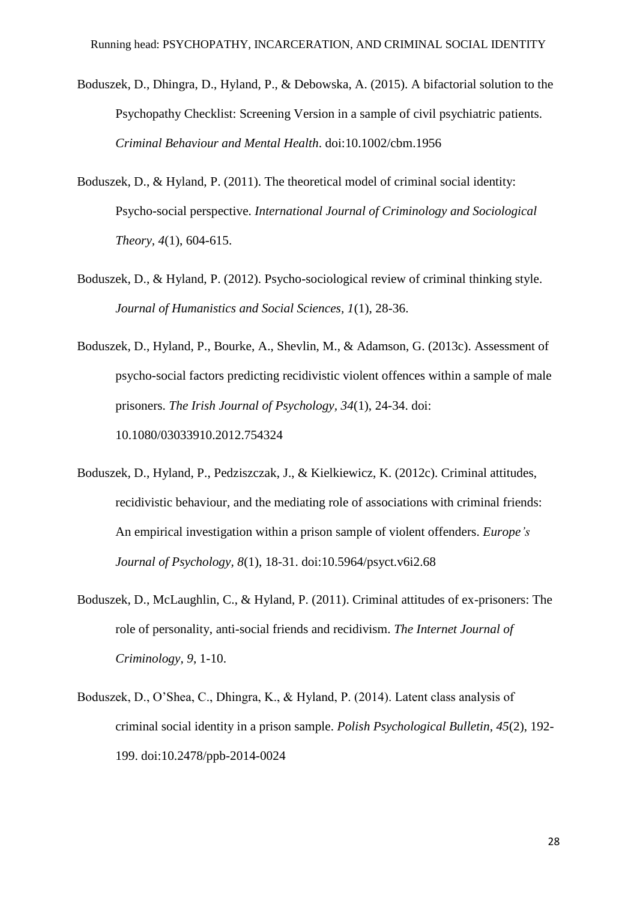Boduszek, D., Dhingra, D., Hyland, P., & Debowska, A. (2015). A bifactorial solution to the Psychopathy Checklist: Screening Version in a sample of civil psychiatric patients. *Criminal Behaviour and Mental Health*. doi:10.1002/cbm.1956

Boduszek, D., & Hyland, P. (2011). The theoretical model of criminal social identity: Psycho-social perspective. *International Journal of Criminology and Sociological Theory, 4*(1), 604-615.

Boduszek, D., & Hyland, P. (2012). Psycho-sociological review of criminal thinking style. *Journal of Humanistics and Social Sciences, 1*(1), 28-36.

Boduszek, D., Hyland, P., Bourke, A., Shevlin, M., & Adamson, G. (2013c). Assessment of psycho-social factors predicting recidivistic violent offences within a sample of male prisoners. *The Irish Journal of Psychology, 34*(1), 24-34. doi: 10.1080/03033910.2012.754324

Boduszek, D., Hyland, P., Pedziszczak, J., & Kielkiewicz, K. (2012c). Criminal attitudes, recidivistic behaviour, and the mediating role of associations with criminal friends: An empirical investigation within a prison sample of violent offenders. *Europe's Journal of Psychology, 8*(1), 18-31. doi:10.5964/psyct.v6i2.68

Boduszek, D., McLaughlin, C., & Hyland, P. (2011). Criminal attitudes of ex-prisoners: The role of personality, anti-social friends and recidivism. *The Internet Journal of Criminology, 9*, 1-10.

Boduszek, D., O'Shea, C., Dhingra, K., & Hyland, P. (2014). Latent class analysis of criminal social identity in a prison sample. *Polish Psychological Bulletin, 45*(2), 192-199. doi:10.2478/ppb-2014-0024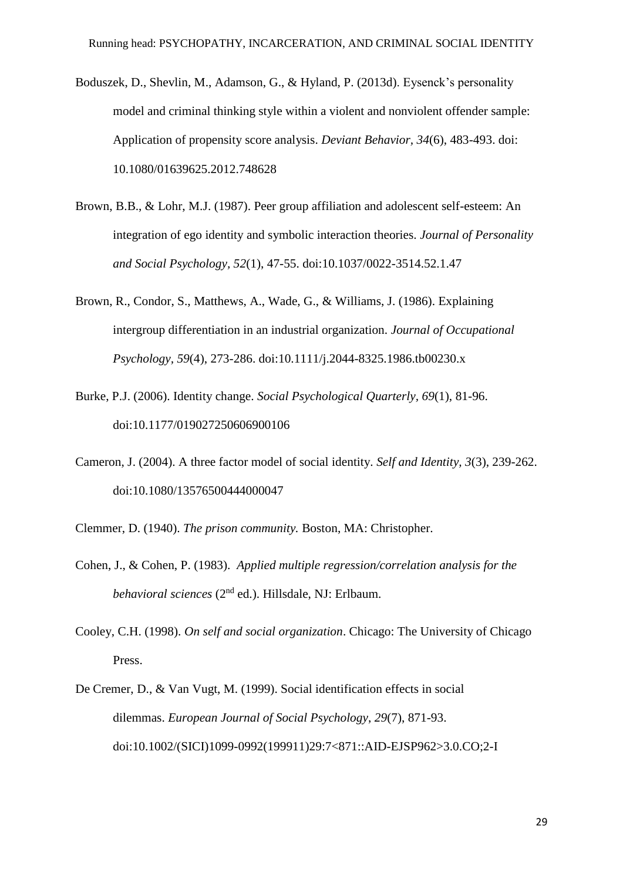Boduszek, D., Shevlin, M., Adamson, G., & Hyland, P. (2013d). Eysenck's personality model and criminal thinking style within a violent and nonviolent offender sample: Application of propensity score analysis. *Deviant Behavior, 34*(6), 483-493. doi: 10.1080/01639625.2012.748628

Brown, B.B., & Lohr, M.J. (1987). Peer group affiliation and adolescent self-esteem: An integration of ego identity and symbolic interaction theories. *Journal of Personality and Social Psychology, 52*(1), 47-55. doi:10.1037/0022-3514.52.1.47

Brown, R., Condor, S., Matthews, A., Wade, G., & Williams, J. (1986). Explaining intergroup differentiation in an industrial organization. *Journal of Occupational Psychology, 59*(4), 273-286. doi:10.1111/j.2044-8325.1986.tb00230.x

Burke, P.J. (2006). Identity change. *Social Psychological Quarterly, 69*(1), 81-96. doi:10.1177/019027250606900106

Cameron, J. (2004). A three factor model of social identity. *Self and Identity, 3*(3), 239-262. doi:10.1080/13576500444000047

Clemmer, D. (1940). *The prison community.* Boston, MA: Christopher.

Cohen, J., & Cohen, P. (1983). *Applied multiple regression/correlation analysis for the behavioral sciences* (2nd ed.). Hillsdale, NJ: Erlbaum.

Cooley, C.H. (1998). *On self and social organization*. Chicago: The University of Chicago Press.

De Cremer, D., & Van Vugt, M. (1999). Social identification effects in social dilemmas. *European Journal of Social Psychology, 29*(7), 871-93. doi:10.1002/(SICI)1099-0992(199911)29:7<871::AID-EJSP962>3.0.CO;2-I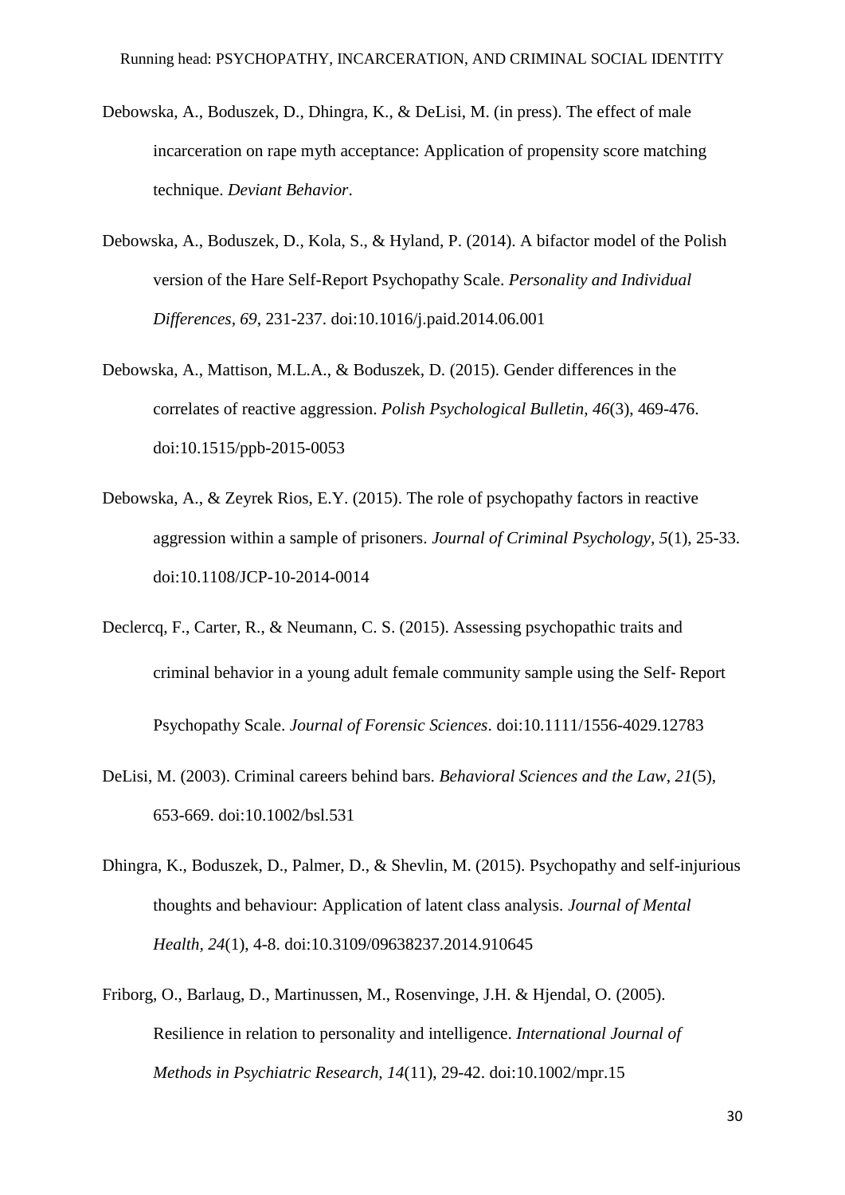Debowska, A., Boduszek, D., Dhingra, K., & DeLisi, M. (in press). The effect of male incarceration on rape myth acceptance: Application of propensity score matching technique. *Deviant Behavior*.

Debowska, A., Boduszek, D., Kola, S., & Hyland, P. (2014). A bifactor model of the Polish version of the Hare Self-Report Psychopathy Scale. *Personality and Individual Differences, 69*, 231-237. doi:10.1016/j.paid.2014.06.001

Debowska, A., Mattison, M.L.A., & Boduszek, D. (2015). Gender differences in the correlates of reactive aggression. *Polish Psychological Bulletin, 46*(3), 469-476. doi:10.1515/ppb-2015-0053

Debowska, A., & Zeyrek Rios, E.Y. (2015). The role of psychopathy factors in reactive aggression within a sample of prisoners. *Journal of Criminal Psychology, 5*(1), 25-33. doi:10.1108/JCP-10-2014-0014

Declercq, F., Carter, R., & Neumann, C. S. (2015). Assessing psychopathic traits and criminal behavior in a young adult female community sample using the Self‐Report Psychopathy Scale. *Journal of Forensic Sciences*. doi:10.1111/1556-4029.12783

DeLisi, M. (2003). Criminal careers behind bars. *Behavioral Sciences and the Law, 21*(5), 653-669. doi:10.1002/bsl.531

Dhingra, K., Boduszek, D., Palmer, D., & Shevlin, M. (2015). Psychopathy and self-injurious thoughts and behaviour: Application of latent class analysis. *Journal of Mental Health, 24*(1), 4-8. doi:10.3109/09638237.2014.910645

Friborg, O., Barlaug, D., Martinussen, M., Rosenvinge, J.H. & Hjendal, O. (2005). Resilience in relation to personality and intelligence. *International Journal of Methods in Psychiatric Research, 14*(11), 29-42. doi:10.1002/mpr.15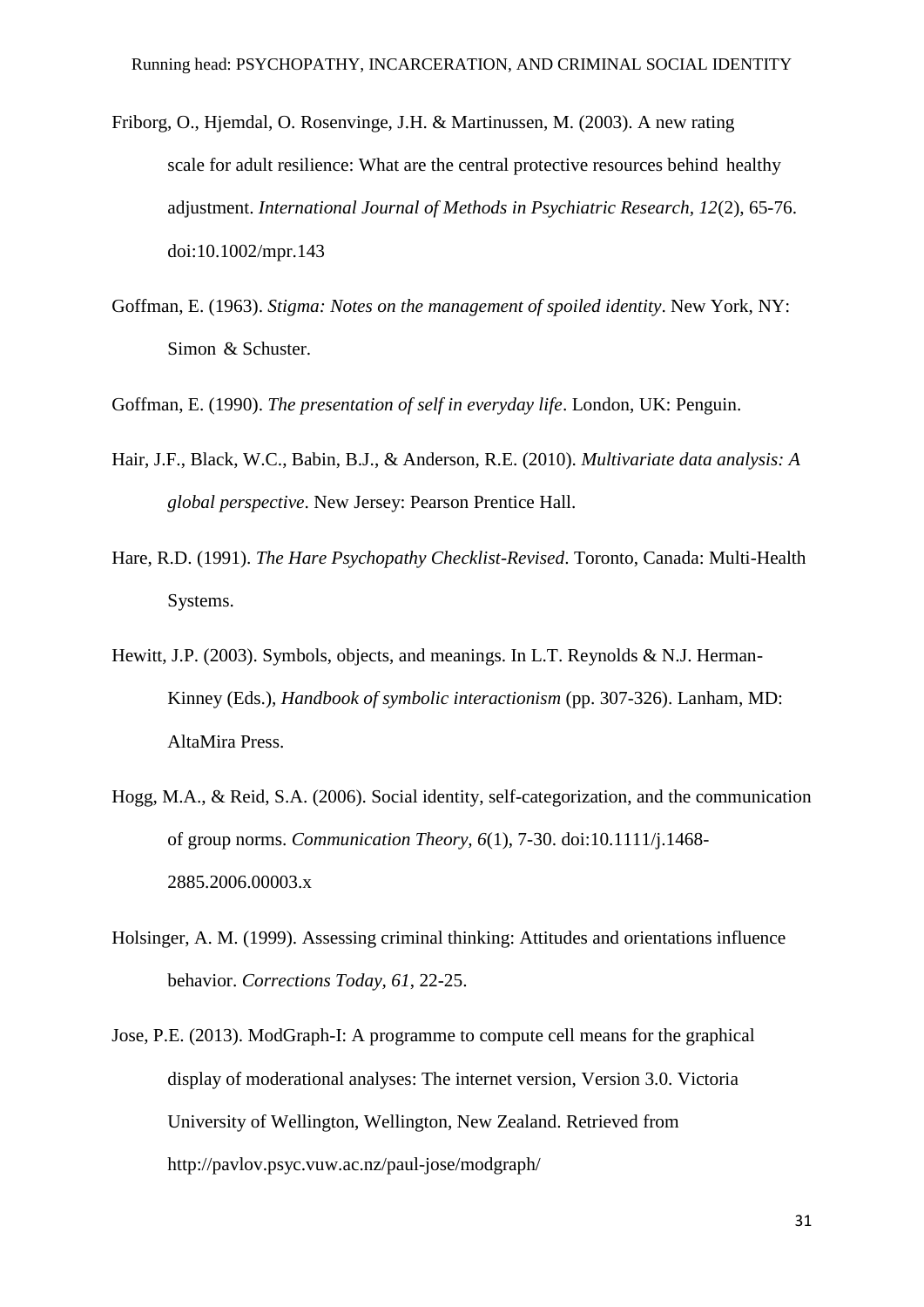Friborg, O., Hjemdal, O. Rosenvinge, J.H. & Martinussen, M. (2003). A new rating scale for adult resilience: What are the central protective resources behind healthy adjustment. *International Journal of Methods in Psychiatric Research*, *12*(2), 65-76. doi:10.1002/mpr.143

Goffman, E. (1963). *Stigma: Notes on the management of spoiled identity*. New York, NY: Simon & Schuster.

Goffman, E. (1990). *The presentation of self in everyday life*. London, UK: Penguin.

Hair, J.F., Black, W.C., Babin, B.J., & Anderson, R.E. (2010). *Multivariate data analysis: A global perspective*. New Jersey: Pearson Prentice Hall.

Hare, R.D. (1991). *The Hare Psychopathy Checklist-Revised*. Toronto, Canada: Multi-Health Systems.

Hewitt, J.P. (2003). Symbols, objects, and meanings. In L.T. Reynolds & N.J. Herman-Kinney (Eds.), *Handbook of symbolic interactionism* (pp. 307-326). Lanham, MD: AltaMira Press.

Hogg, M.A., & Reid, S.A. (2006). Social identity, self-categorization, and the communication of group norms. *Communication Theory, 6*(1), 7-30. doi:10.1111/j.1468-2885.2006.00003.x

Holsinger, A. M. (1999). Assessing criminal thinking: Attitudes and orientations influence behavior. *Corrections Today, 61*, 22-25.

Jose, P.E. (2013). ModGraph-I: A programme to compute cell means for the graphical display of moderational analyses: The internet version, Version 3.0. Victoria University of Wellington, Wellington, New Zealand. Retrieved from http://pavlov.psyc.vuw.ac.nz/paul-jose/modgraph/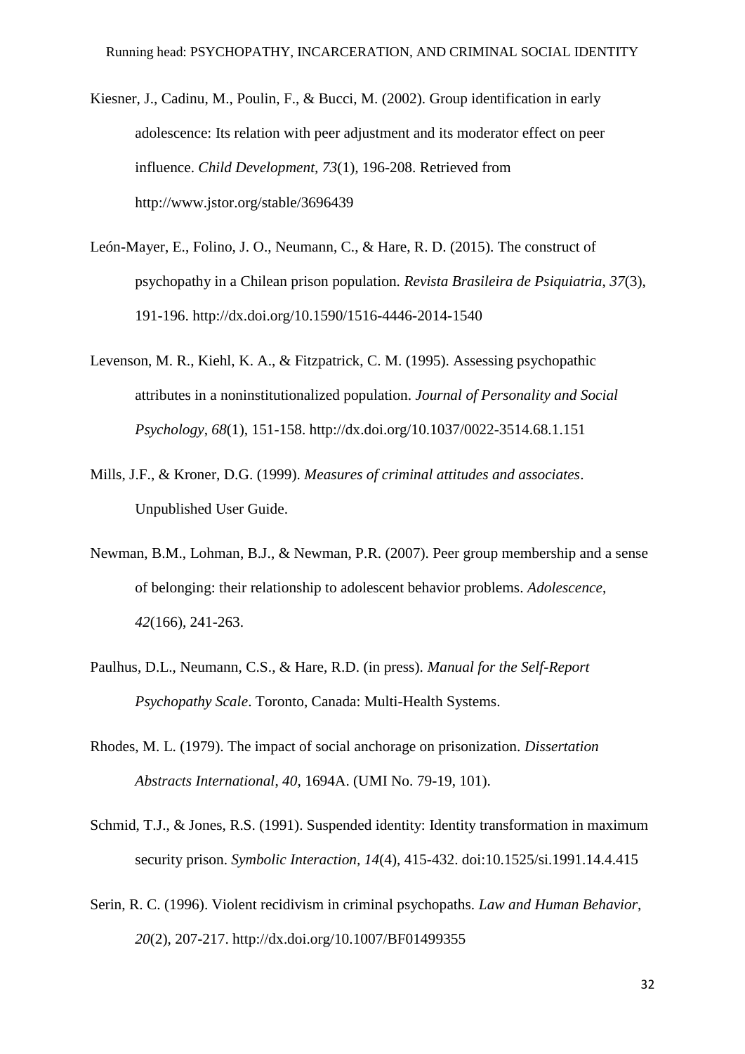Kiesner, J., Cadinu, M., Poulin, F., & Bucci, M. (2002). Group identification in early adolescence: Its relation with peer adjustment and its moderator effect on peer influence. *Child Development, 73*(1), 196-208. Retrieved from http://www.jstor.org/stable/3696439

León-Mayer, E., Folino, J. O., Neumann, C., & Hare, R. D. (2015). The construct of psychopathy in a Chilean prison population. *Revista Brasileira de Psiquiatria*, *37*(3), 191-196. http://dx.doi.org/10.1590/1516-4446-2014-1540

Levenson, M. R., Kiehl, K. A., & Fitzpatrick, C. M. (1995). Assessing psychopathic attributes in a noninstitutionalized population. *Journal of Personality and Social Psychology, 68*(1), 151-158. http://dx.doi.org/10.1037/0022-3514.68.1.151

Mills, J.F., & Kroner, D.G. (1999). *Measures of criminal attitudes and associates*. Unpublished User Guide.

Newman, B.M., Lohman, B.J., & Newman, P.R. (2007). Peer group membership and a sense of belonging: their relationship to adolescent behavior problems. *Adolescence*, *42*(166), 241-263.

Paulhus, D.L., Neumann, C.S., & Hare, R.D. (in press). *Manual for the Self-Report Psychopathy Scale*. Toronto, Canada: Multi-Health Systems.

Rhodes, M. L. (1979). The impact of social anchorage on prisonization. *Dissertation Abstracts International*, *40*, 1694A. (UMI No. 79-19, 101).

Schmid, T.J., & Jones, R.S. (1991). Suspended identity: Identity transformation in maximum security prison. *Symbolic Interaction*, *14*(4), 415-432. doi:10.1525/si.1991.14.4.415

Serin, R. C. (1996). Violent recidivism in criminal psychopaths. *Law and Human Behavior, 20*(2), 207-217. http://dx.doi.org/10.1007/BF01499355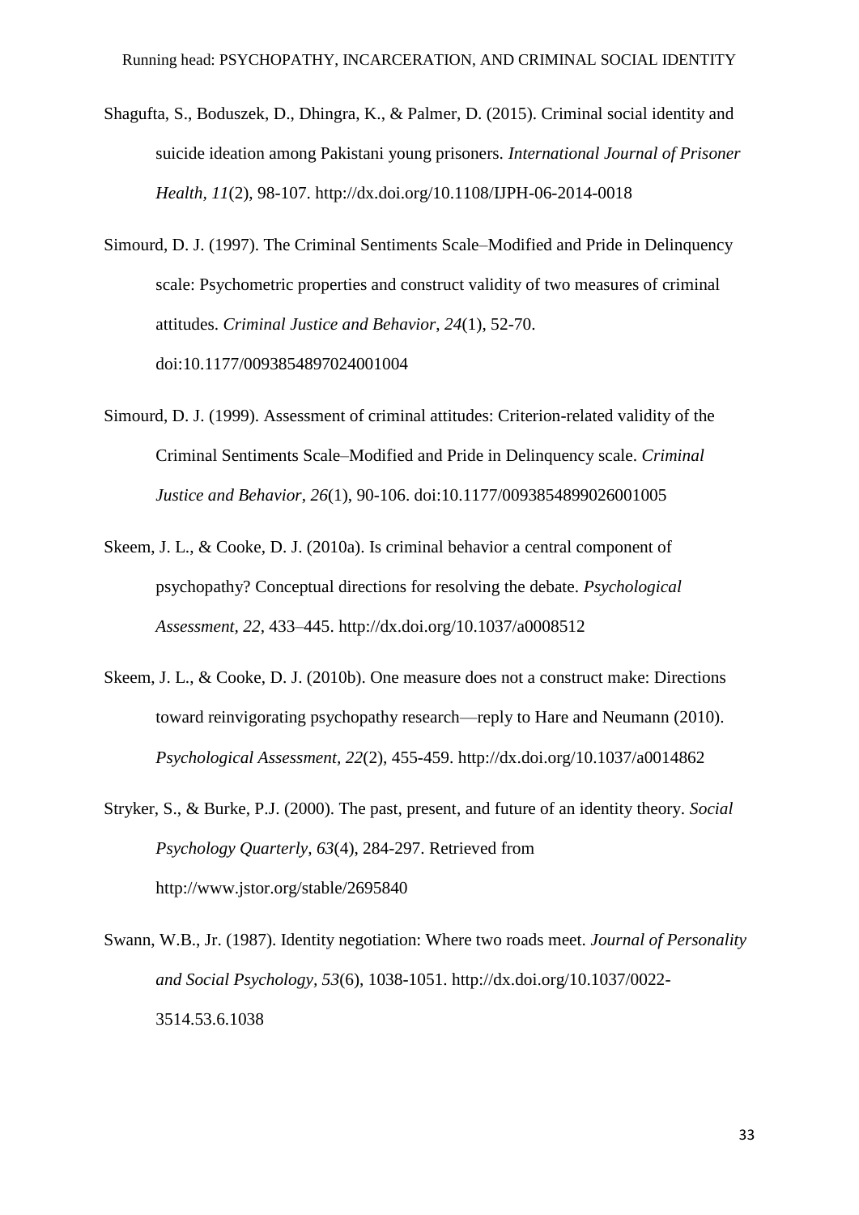Shagufta, S., Boduszek, D., Dhingra, K., & Palmer, D. (2015). Criminal social identity and suicide ideation among Pakistani young prisoners. *International Journal of Prisoner Health, 11*(2), 98-107. http://dx.doi.org/10.1108/IJPH-06-2014-0018

Simourd, D. J. (1997). The Criminal Sentiments Scale–Modified and Pride in Delinquency scale: Psychometric properties and construct validity of two measures of criminal attitudes. *Criminal Justice and Behavior*, *24*(1), 52-70. doi:10.1177/0093854897024001004

Simourd, D. J. (1999). Assessment of criminal attitudes: Criterion-related validity of the Criminal Sentiments Scale–Modified and Pride in Delinquency scale. *Criminal Justice and Behavior*, *26*(1), 90-106. doi:10.1177/0093854899026001005

Skeem, J. L., & Cooke, D. J. (2010a). Is criminal behavior a central component of psychopathy? Conceptual directions for resolving the debate. *Psychological Assessment, 22*, 433–445. http://dx.doi.org/10.1037/a0008512

Skeem, J. L., & Cooke, D. J. (2010b). One measure does not a construct make: Directions toward reinvigorating psychopathy research—reply to Hare and Neumann (2010). *Psychological Assessment, 22*(2), 455-459. http://dx.doi.org/10.1037/a0014862

Stryker, S., & Burke, P.J. (2000). The past, present, and future of an identity theory. *Social Psychology Quarterly, 63*(4), 284-297. Retrieved from http://www.jstor.org/stable/2695840

Swann, W.B., Jr. (1987). Identity negotiation: Where two roads meet. *Journal of Personality and Social Psychology, 53*(6), 1038-1051. http://dx.doi.org/10.1037/0022-3514.53.6.1038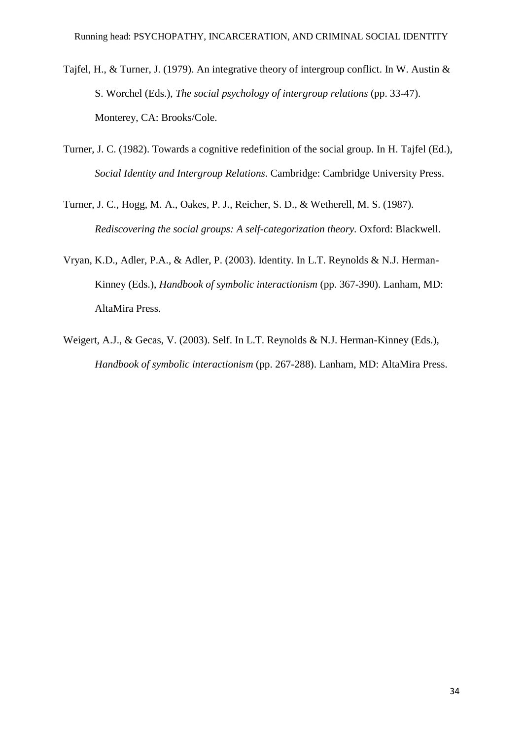Tajfel, H., & Turner, J. (1979). An integrative theory of intergroup conflict. In W. Austin & S. Worchel (Eds.), *The social psychology of intergroup relations* (pp. 33-47). Monterey, CA: Brooks/Cole.

Turner, J. C. (1982). Towards a cognitive redefinition of the social group. In H. Tajfel (Ed.), *Social Identity and Intergroup Relations*. Cambridge: Cambridge University Press.

Turner, J. C., Hogg, M. A., Oakes, P. J., Reicher, S. D., & Wetherell, M. S. (1987). *Rediscovering the social groups: A self-categorization theory*. Oxford: Blackwell.

Vryan, K.D., Adler, P.A., & Adler, P. (2003). Identity. In L.T. Reynolds & N.J. Herman-Kinney (Eds.), *Handbook of symbolic interactionism* (pp. 367-390). Lanham, MD: AltaMira Press.

Weigert, A.J., & Gecas, V. (2003). Self. In L.T. Reynolds & N.J. Herman-Kinney (Eds.), *Handbook of symbolic interactionism* (pp. 267-288). Lanham, MD: AltaMira Press.